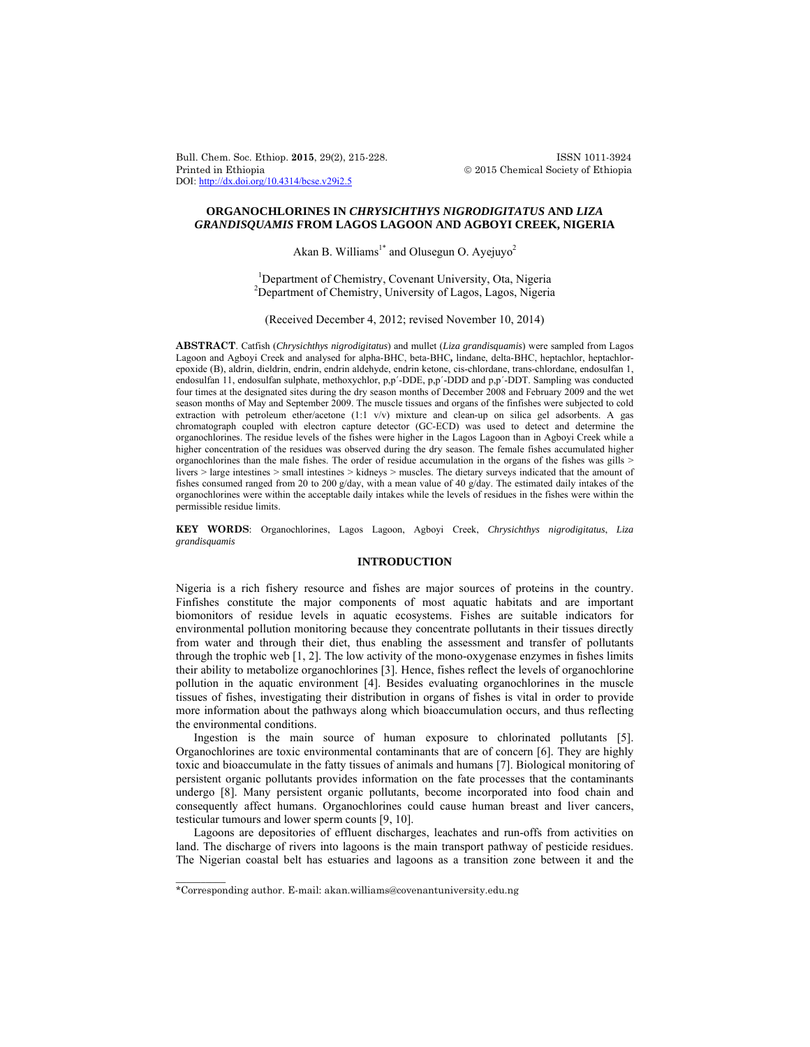# ORGANOCHLORINES IN *CHRYSICHTHYS NIGRODIGITATUS* AND *LIZA GRANDISQUAMIS* FROM LAGOS LAGOON AND AGBOYI CREEK, NIGERIA

Akan B. Williams[1*] and Olusegun O. Ayejuyo[2]

[1]Department of Chemistry, Covenant University, Ota, Nigeria
[2]Department of Chemistry, University of Lagos, Lagos, Nigeria

(Received December 4, 2012; revised November 10, 2014)

**ABSTRACT**. Catfish (*Chrysichthys nigrodigitatus*) and mullet (*Liza grandisquamis*) were sampled from Lagos Lagoon and Agboyi Creek and analysed for alpha-BHC, beta-BHC, lindane, delta-BHC, heptachlor, heptachlor-epoxide (B), aldrin, dieldrin, endrin, endrin aldehyde, endrin ketone, cis-chlordane, trans-chlordane, endosulfan 1, endosulfan 11, endosulfan sulphate, methoxychlor, p,p´-DDE, p,p´-DDD and p,p´-DDT. Sampling was conducted four times at the designated sites during the dry season months of December 2008 and February 2009 and the wet season months of May and September 2009. The muscle tissues and organs of the finfishes were subjected to cold extraction with petroleum ether/acetone (1:1 v/v) mixture and clean-up on silica gel adsorbents. A gas chromatograph coupled with electron capture detector (GC-ECD) was used to detect and determine the organochlorines. The residue levels of the fishes were higher in the Lagos Lagoon than in Agboyi Creek while a higher concentration of the residues was observed during the dry season. The female fishes accumulated higher organochlorines than the male fishes. The order of residue accumulation in the organs of the fishes was gills > livers > large intestines > small intestines > kidneys > muscles. The dietary surveys indicated that the amount of fishes consumed ranged from 20 to 200 g/day, with a mean value of 40 g/day. The estimated daily intakes of the organochlorines were within the acceptable daily intakes while the levels of residues in the fishes were within the permissible residue limits.

**KEY WORDS**: Organochlorines, Lagos Lagoon, Agboyi Creek, *Chrysichthys nigrodigitatus*, *Liza grandisquamis*

## INTRODUCTION

Nigeria is a rich fishery resource and fishes are major sources of proteins in the country. Finfishes constitute the major components of most aquatic habitats and are important biomonitors of residue levels in aquatic ecosystems. Fishes are suitable indicators for environmental pollution monitoring because they concentrate pollutants in their tissues directly from water and through their diet, thus enabling the assessment and transfer of pollutants through the trophic web [1, 2]. The low activity of the mono-oxygenase enzymes in fishes limits their ability to metabolize organochlorines [3]. Hence, fishes reflect the levels of organochlorine pollution in the aquatic environment [4]. Besides evaluating organochlorines in the muscle tissues of fishes, investigating their distribution in organs of fishes is vital in order to provide more information about the pathways along which bioaccumulation occurs, and thus reflecting the environmental conditions.

Ingestion is the main source of human exposure to chlorinated pollutants [5]. Organochlorines are toxic environmental contaminants that are of concern [6]. They are highly toxic and bioaccumulate in the fatty tissues of animals and humans [7]. Biological monitoring of persistent organic pollutants provides information on the fate processes that the contaminants undergo [8]. Many persistent organic pollutants, become incorporated into food chain and consequently affect humans. Organochlorines could cause human breast and liver cancers, testicular tumours and lower sperm counts [9, 10].

Lagoons are depositories of effluent discharges, leachates and run-offs from activities on land. The discharge of rivers into lagoons is the main transport pathway of pesticide residues. The Nigerian coastal belt has estuaries and lagoons as a transition zone between it and the

*Corresponding author. E-mail: akan.williams@covenantuniversity.edu.ng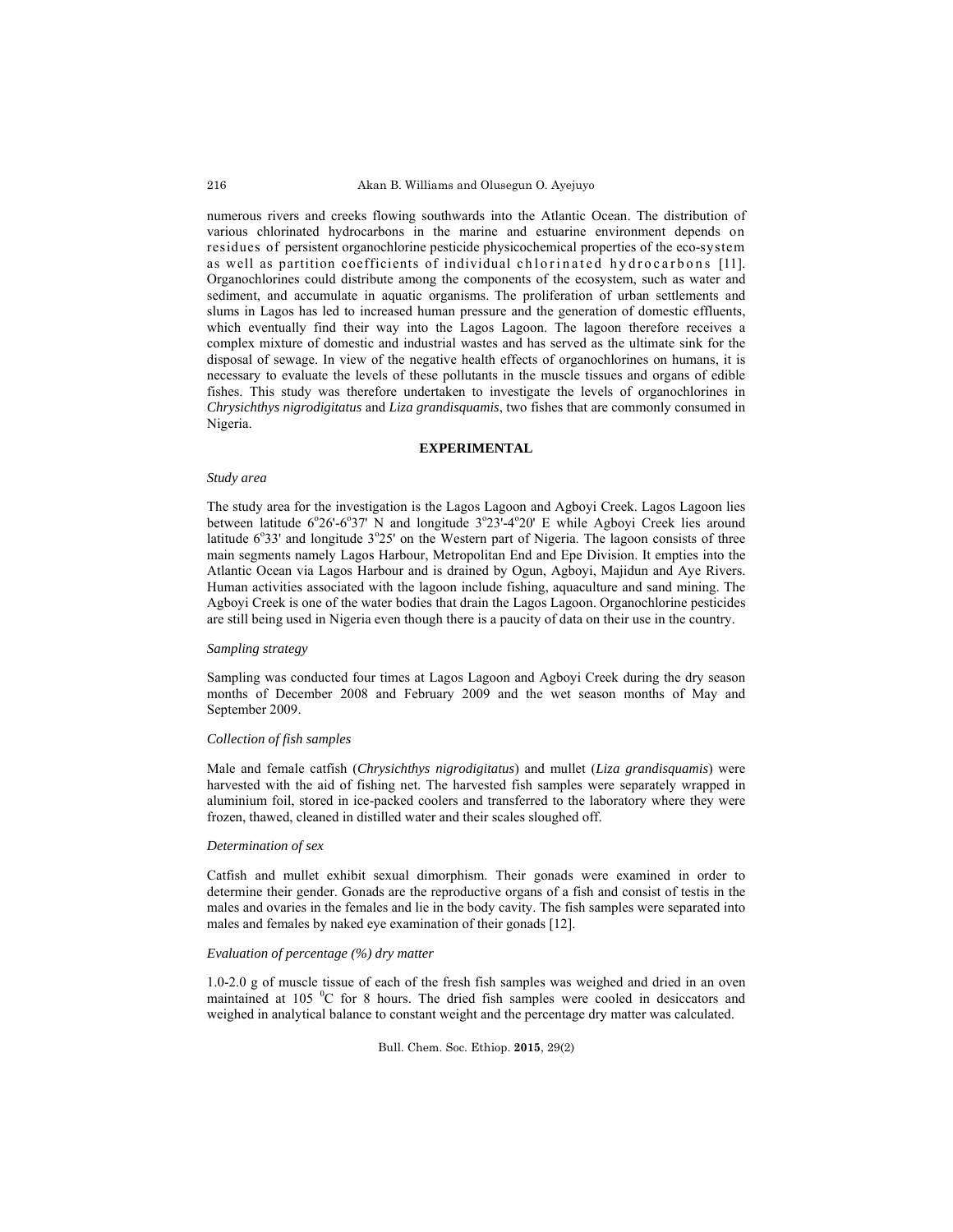numerous rivers and creeks flowing southwards into the Atlantic Ocean. The distribution of various chlorinated hydrocarbons in the marine and estuarine environment depends on residues of persistent organochlorine pesticide physicochemical properties of the eco-system as well as partition coefficients of individual chlorinated hydrocarbons [11]. Organochlorines could distribute among the components of the ecosystem, such as water and sediment, and accumulate in aquatic organisms. The proliferation of urban settlements and slums in Lagos has led to increased human pressure and the generation of domestic effluents, which eventually find their way into the Lagos Lagoon. The lagoon therefore receives a complex mixture of domestic and industrial wastes and has served as the ultimate sink for the disposal of sewage. In view of the negative health effects of organochlorines on humans, it is necessary to evaluate the levels of these pollutants in the muscle tissues and organs of edible fishes. This study was therefore undertaken to investigate the levels of organochlorines in *Chrysichthys nigrodigitatus* and *Liza grandisquamis*, two fishes that are commonly consumed in Nigeria.

## EXPERIMENTAL

### *Study area*

The study area for the investigation is the Lagos Lagoon and Agboyi Creek. Lagos Lagoon lies between latitude 6°26'-6°37' N and longitude 3°23'-4°20' E while Agboyi Creek lies around latitude 6°33' and longitude 3°25' on the Western part of Nigeria. The lagoon consists of three main segments namely Lagos Harbour, Metropolitan End and Epe Division. It empties into the Atlantic Ocean via Lagos Harbour and is drained by Ogun, Agboyi, Majidun and Aye Rivers. Human activities associated with the lagoon include fishing, aquaculture and sand mining. The Agboyi Creek is one of the water bodies that drain the Lagos Lagoon. Organochlorine pesticides are still being used in Nigeria even though there is a paucity of data on their use in the country.

### *Sampling strategy*

Sampling was conducted four times at Lagos Lagoon and Agboyi Creek during the dry season months of December 2008 and February 2009 and the wet season months of May and September 2009.

### *Collection of fish samples*

Male and female catfish (*Chrysichthys nigrodigitatus*) and mullet (*Liza grandisquamis*) were harvested with the aid of fishing net. The harvested fish samples were separately wrapped in aluminium foil, stored in ice-packed coolers and transferred to the laboratory where they were frozen, thawed, cleaned in distilled water and their scales sloughed off.

### *Determination of sex*

Catfish and mullet exhibit sexual dimorphism. Their gonads were examined in order to determine their gender. Gonads are the reproductive organs of a fish and consist of testis in the males and ovaries in the females and lie in the body cavity. The fish samples were separated into males and females by naked eye examination of their gonads [12].

### *Evaluation of percentage (%) dry matter*

1.0-2.0 g of muscle tissue of each of the fresh fish samples was weighed and dried in an oven maintained at 105 °C for 8 hours. The dried fish samples were cooled in desiccators and weighed in analytical balance to constant weight and the percentage dry matter was calculated.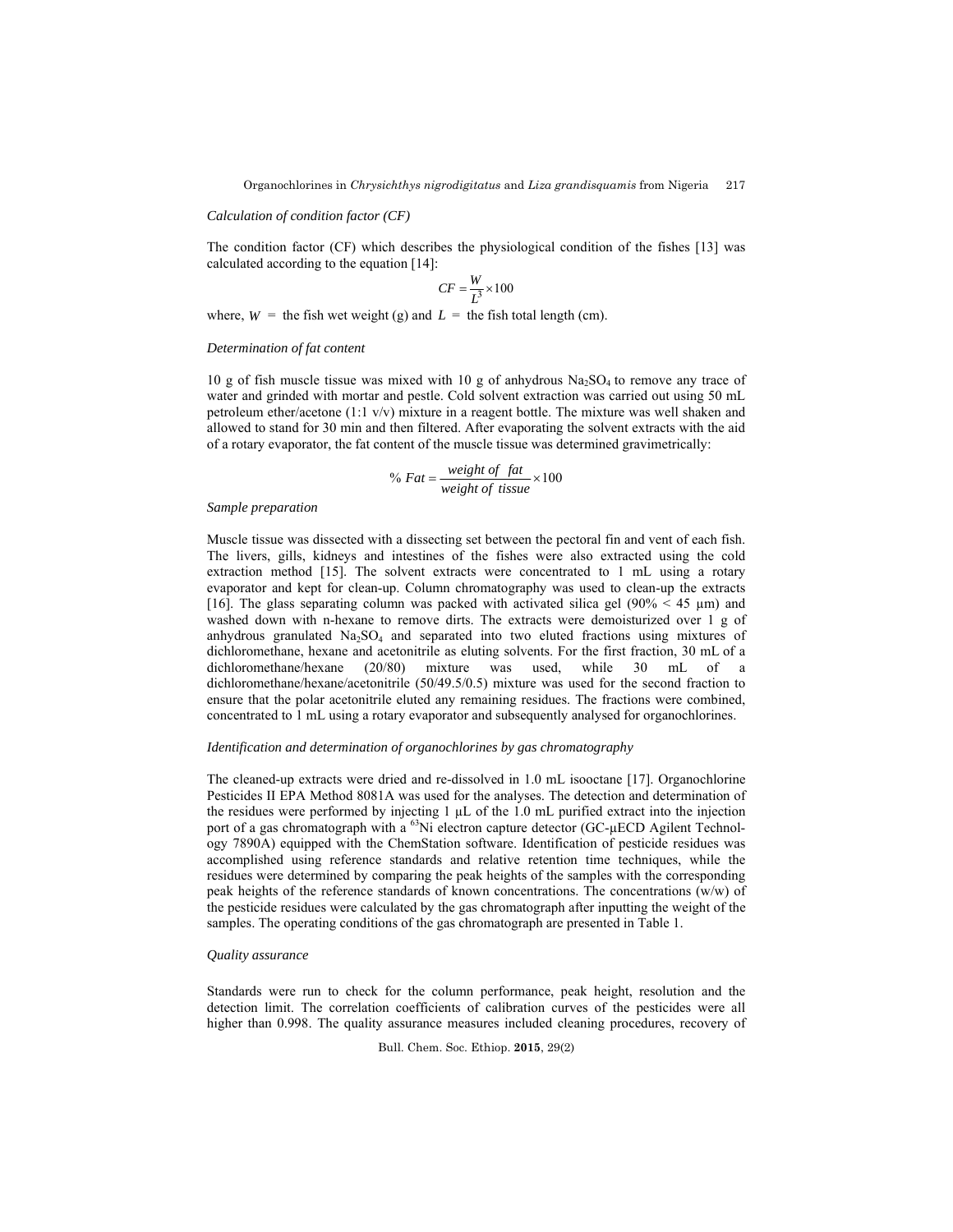*Calculation of condition factor (CF)*

The condition factor (CF) which describes the physiological condition of the fishes [13] was calculated according to the equation [14]:

$$CF = \frac{W}{L^3} \times 100$$

where, $W$ = the fish wet weight (g) and $L$ = the fish total length (cm).

*Determination of fat content*

10 g of fish muscle tissue was mixed with 10 g of anhydrous $Na_2SO_4$ to remove any trace of water and grinded with mortar and pestle. Cold solvent extraction was carried out using 50 mL petroleum ether/acetone (1:1 v/v) mixture in a reagent bottle. The mixture was well shaken and allowed to stand for 30 min and then filtered. After evaporating the solvent extracts with the aid of a rotary evaporator, the fat content of the muscle tissue was determined gravimetrically:

$$\%\ Fat = \frac{weight\ of\ \ fat}{weight\ of\ \ tissue} \times 100$$

*Sample preparation*

Muscle tissue was dissected with a dissecting set between the pectoral fin and vent of each fish. The livers, gills, kidneys and intestines of the fishes were also extracted using the cold extraction method [15]. The solvent extracts were concentrated to 1 mL using a rotary evaporator and kept for clean-up. Column chromatography was used to clean-up the extracts [16]. The glass separating column was packed with activated silica gel (90% < 45 μm) and washed down with n-hexane to remove dirts. The extracts were demoisturized over 1 g of anhydrous granulated $Na_2SO_4$ and separated into two eluted fractions using mixtures of dichloromethane, hexane and acetonitrile as eluting solvents. For the first fraction, 30 mL of a dichloromethane/hexane (20/80) mixture was used, while 30 mL of a dichloromethane/hexane/acetonitrile (50/49.5/0.5) mixture was used for the second fraction to ensure that the polar acetonitrile eluted any remaining residues. The fractions were combined, concentrated to 1 mL using a rotary evaporator and subsequently analysed for organochlorines.

*Identification and determination of organochlorines by gas chromatography*

The cleaned-up extracts were dried and re-dissolved in 1.0 mL isooctane [17]. Organochlorine Pesticides II EPA Method 8081A was used for the analyses. The detection and determination of the residues were performed by injecting 1 μL of the 1.0 mL purified extract into the injection port of a gas chromatograph with a $^{63}$Ni electron capture detector (GC-μECD Agilent Technology 7890A) equipped with the ChemStation software. Identification of pesticide residues was accomplished using reference standards and relative retention time techniques, while the residues were determined by comparing the peak heights of the samples with the corresponding peak heights of the reference standards of known concentrations. The concentrations (w/w) of the pesticide residues were calculated by the gas chromatograph after inputting the weight of the samples. The operating conditions of the gas chromatograph are presented in Table 1.

*Quality assurance*

Standards were run to check for the column performance, peak height, resolution and the detection limit. The correlation coefficients of calibration curves of the pesticides were all higher than 0.998. The quality assurance measures included cleaning procedures, recovery of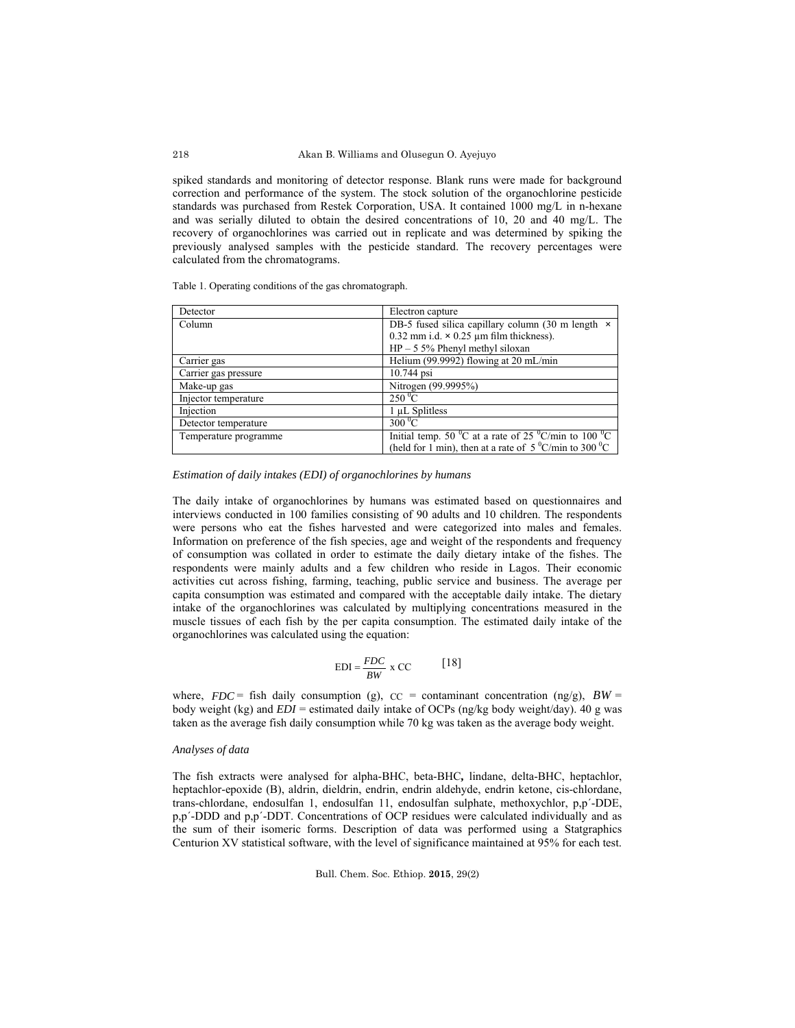spiked standards and monitoring of detector response. Blank runs were made for background correction and performance of the system. The stock solution of the organochlorine pesticide standards was purchased from Restek Corporation, USA. It contained 1000 mg/L in n-hexane and was serially diluted to obtain the desired concentrations of 10, 20 and 40 mg/L. The recovery of organochlorines was carried out in replicate and was determined by spiking the previously analysed samples with the pesticide standard. The recovery percentages were calculated from the chromatograms.

Table 1. Operating conditions of the gas chromatograph.

| Detector | Electron capture |
|---|---|
| Column | DB-5 fused silica capillary column (30 m length × 0.32 mm i.d. × 0.25 µm film thickness). HP – 5 5% Phenyl methyl siloxan |
| Carrier gas | Helium (99.9992) flowing at 20 mL/min |
| Carrier gas pressure | 10.744 psi |
| Make-up gas | Nitrogen (99.9995%) |
| Injector temperature | 250 $^0$C |
| Injection | 1 µL Splitless |
| Detector temperature | 300 $^0$C |
| Temperature programme | Initial temp. 50 $^0$C at a rate of 25 $^0$C/min to 100 $^0$C (held for 1 min), then at a rate of 5 $^0$C/min to 300 $^0$C |

*Estimation of daily intakes (EDI) of organochlorines by humans*

The daily intake of organochlorines by humans was estimated based on questionnaires and interviews conducted in 100 families consisting of 90 adults and 10 children. The respondents were persons who eat the fishes harvested and were categorized into males and females. Information on preference of the fish species, age and weight of the respondents and frequency of consumption was collated in order to estimate the daily dietary intake of the fishes. The respondents were mainly adults and a few children who reside in Lagos. Their economic activities cut across fishing, farming, teaching, public service and business. The average per capita consumption was estimated and compared with the acceptable daily intake. The dietary intake of the organochlorines was calculated by multiplying concentrations measured in the muscle tissues of each fish by the per capita consumption. The estimated daily intake of the organochlorines was calculated using the equation:

$$\text{EDI} = \frac{FDC}{BW} \times \text{CC} \qquad [18]$$

where, $FDC$ = fish daily consumption (g), CC = contaminant concentration (ng/g), $BW$ = body weight (kg) and $EDI$ = estimated daily intake of OCPs (ng/kg body weight/day). 40 g was taken as the average fish daily consumption while 70 kg was taken as the average body weight.

*Analyses of data*

The fish extracts were analysed for alpha-BHC, beta-BHC**,** lindane, delta-BHC, heptachlor, heptachlor-epoxide (B), aldrin, dieldrin, endrin, endrin aldehyde, endrin ketone, cis-chlordane, trans-chlordane, endosulfan 1, endosulfan 11, endosulfan sulphate, methoxychlor, p,p´-DDE, p,p´-DDD and p,p´-DDT. Concentrations of OCP residues were calculated individually and as the sum of their isomeric forms. Description of data was performed using a Statgraphics Centurion XV statistical software, with the level of significance maintained at 95% for each test.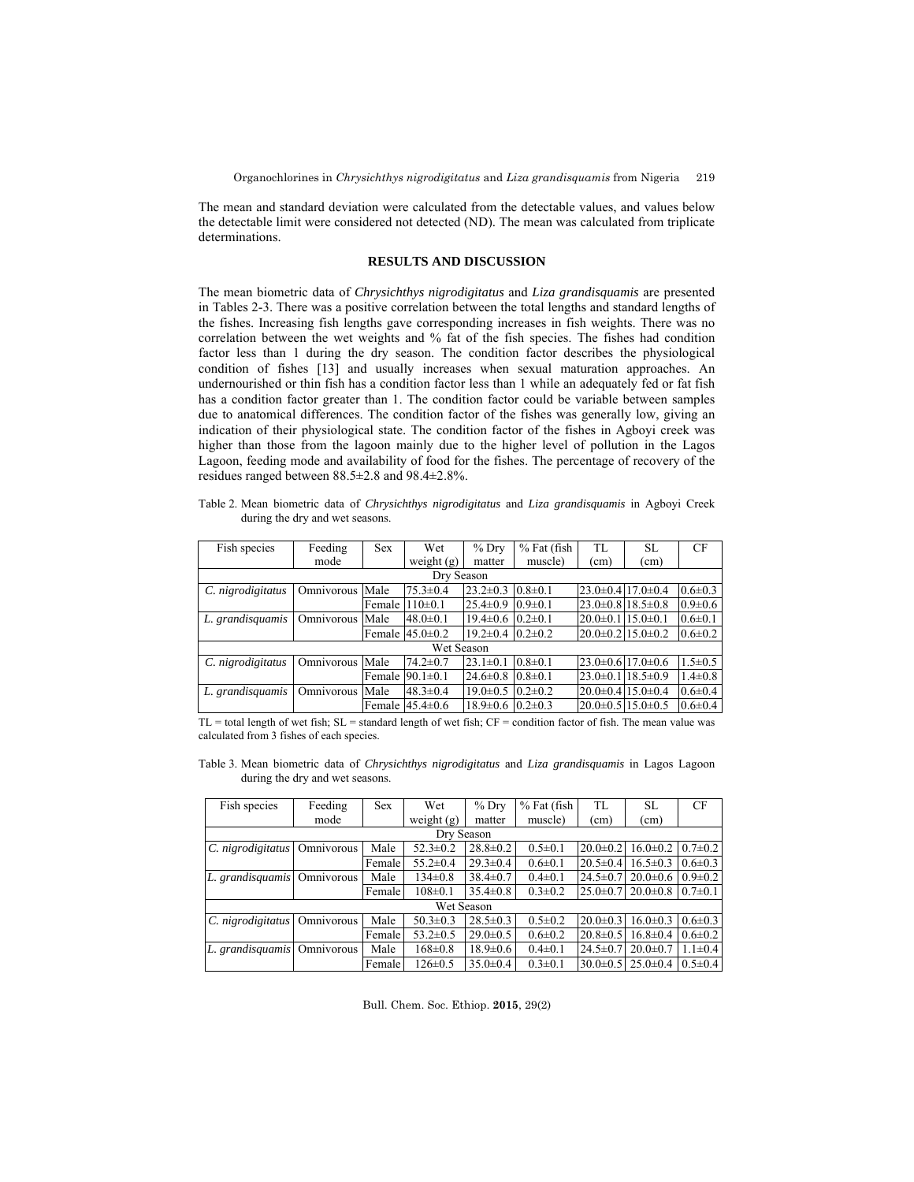The mean and standard deviation were calculated from the detectable values, and values below the detectable limit were considered not detected (ND). The mean was calculated from triplicate determinations.

## RESULTS AND DISCUSSION

The mean biometric data of *Chrysichthys nigrodigitatus* and *Liza grandisquamis* are presented in Tables 2-3. There was a positive correlation between the total lengths and standard lengths of the fishes. Increasing fish lengths gave corresponding increases in fish weights. There was no correlation between the wet weights and % fat of the fish species. The fishes had condition factor less than 1 during the dry season. The condition factor describes the physiological condition of fishes [13] and usually increases when sexual maturation approaches. An undernourished or thin fish has a condition factor less than 1 while an adequately fed or fat fish has a condition factor greater than 1. The condition factor could be variable between samples due to anatomical differences. The condition factor of the fishes was generally low, giving an indication of their physiological state. The condition factor of the fishes in Agboyi creek was higher than those from the lagoon mainly due to the higher level of pollution in the Lagos Lagoon, feeding mode and availability of food for the fishes. The percentage of recovery of the residues ranged between 88.5±2.8 and 98.4±2.8%.

Table 2. Mean biometric data of *Chrysichthys nigrodigitatus* and *Liza grandisquamis* in Agboyi Creek during the dry and wet seasons.

| Fish species | Feeding mode | Sex | Wet weight (g) | % Dry matter | % Fat (fish muscle) | TL (cm) | SL (cm) | CF |
|---|---|---|---|---|---|---|---|---|
| | | | | Dry Season | | | | |
| *C. nigrodigitatus* | Omnivorous | Male | 75.3±0.4 | 23.2±0.3 | 0.8±0.1 | 23.0±0.4 | 17.0±0.4 | 0.6±0.3 |
| | | Female | 110±0.1 | 25.4±0.9 | 0.9±0.1 | 23.0±0.8 | 18.5±0.8 | 0.9±0.6 |
| *L. grandisquamis* | Omnivorous | Male | 48.0±0.1 | 19.4±0.6 | 0.2±0.1 | 20.0±0.1 | 15.0±0.1 | 0.6±0.1 |
| | | Female | 45.0±0.2 | 19.2±0.4 | 0.2±0.2 | 20.0±0.2 | 15.0±0.2 | 0.6±0.2 |
| | | | | Wet Season | | | | |
| *C. nigrodigitatus* | Omnivorous | Male | 74.2±0.7 | 23.1±0.1 | 0.8±0.1 | 23.0±0.6 | 17.0±0.6 | 1.5±0.5 |
| | | Female | 90.1±0.1 | 24.6±0.8 | 0.8±0.1 | 23.0±0.1 | 18.5±0.9 | 1.4±0.8 |
| *L. grandisquamis* | Omnivorous | Male | 48.3±0.4 | 19.0±0.5 | 0.2±0.2 | 20.0±0.4 | 15.0±0.4 | 0.6±0.4 |
| | | Female | 45.4±0.6 | 18.9±0.6 | 0.2±0.3 | 20.0±0.5 | 15.0±0.5 | 0.6±0.4 |

TL = total length of wet fish; SL = standard length of wet fish; CF = condition factor of fish. The mean value was calculated from 3 fishes of each species.

Table 3. Mean biometric data of *Chrysichthys nigrodigitatus* and *Liza grandisquamis* in Lagos Lagoon during the dry and wet seasons.

| Fish species | Feeding mode | Sex | Wet weight (g) | % Dry matter | % Fat (fish muscle) | TL (cm) | SL (cm) | CF |
|---|---|---|---|---|---|---|---|---|
| | | | | Dry Season | | | | |
| *C. nigrodigitatus* | Omnivorous | Male | 52.3±0.2 | 28.8±0.2 | 0.5±0.1 | 20.0±0.2 | 16.0±0.2 | 0.7±0.2 |
| | | Female | 55.2±0.4 | 29.3±0.4 | 0.6±0.1 | 20.5±0.4 | 16.5±0.3 | 0.6±0.3 |
| *L. grandisquamis* | Omnivorous | Male | 134±0.8 | 38.4±0.7 | 0.4±0.1 | 24.5±0.7 | 20.0±0.6 | 0.9±0.2 |
| | | Female | 108±0.1 | 35.4±0.8 | 0.3±0.2 | 25.0±0.7 | 20.0±0.8 | 0.7±0.1 |
| | | | | Wet Season | | | | |
| *C. nigrodigitatus* | Omnivorous | Male | 50.3±0.3 | 28.5±0.3 | 0.5±0.2 | 20.0±0.3 | 16.0±0.3 | 0.6±0.3 |
| | | Female | 53.2±0.5 | 29.0±0.5 | 0.6±0.2 | 20.8±0.5 | 16.8±0.4 | 0.6±0.2 |
| *L. grandisquamis* | Omnivorous | Male | 168±0.8 | 18.9±0.6 | 0.4±0.1 | 24.5±0.7 | 20.0±0.7 | 1.1±0.4 |
| | | Female | 126±0.5 | 35.0±0.4 | 0.3±0.1 | 30.0±0.5 | 25.0±0.4 | 0.5±0.4 |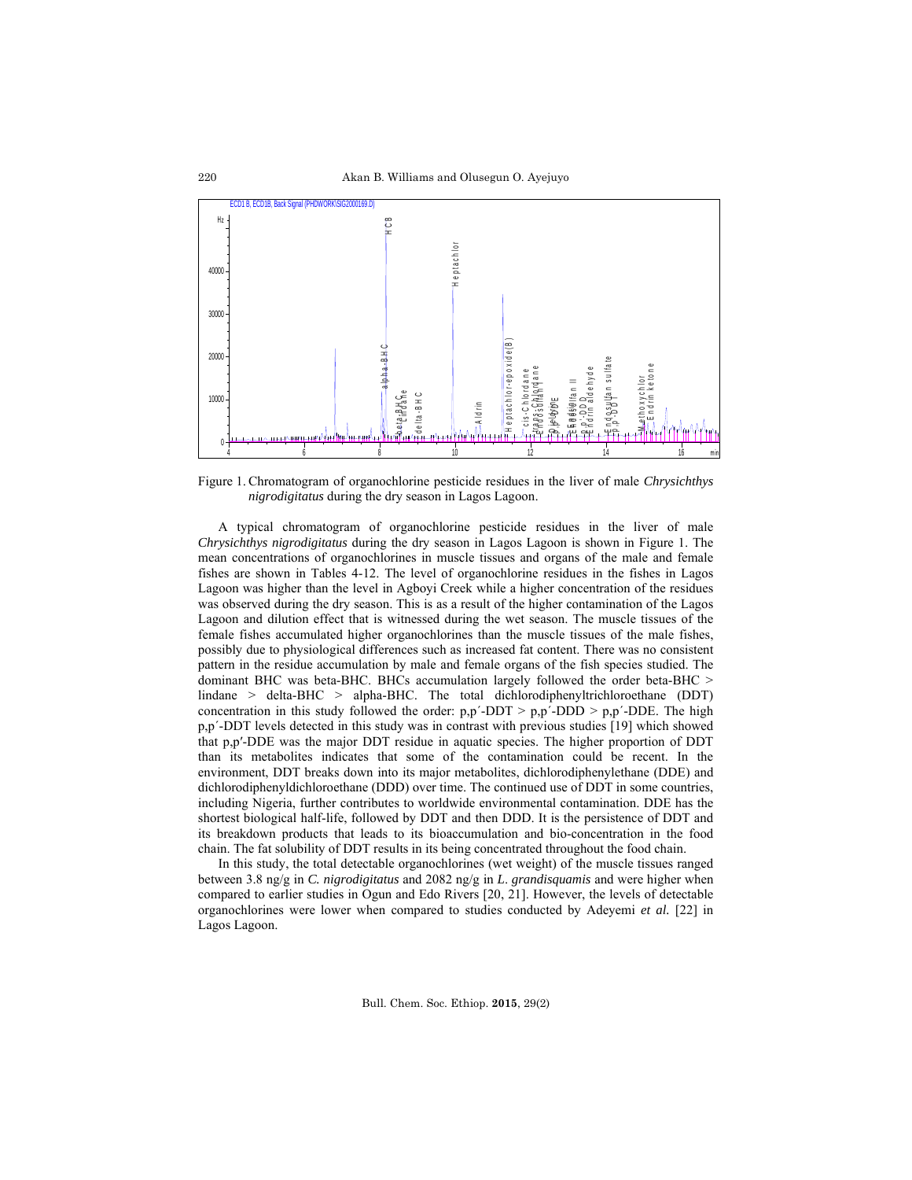Figure 1. Chromatogram of organochlorine pesticide residues in the liver of male *Chrysichthys nigrodigitatus* during the dry season in Lagos Lagoon.

A typical chromatogram of organochlorine pesticide residues in the liver of male *Chrysichthys nigrodigitatus* during the dry season in Lagos Lagoon is shown in Figure 1. The mean concentrations of organochlorines in muscle tissues and organs of the male and female fishes are shown in Tables 4-12. The level of organochlorine residues in the fishes in Lagos Lagoon was higher than the level in Agboyi Creek while a higher concentration of the residues was observed during the dry season. This is as a result of the higher contamination of the Lagos Lagoon and dilution effect that is witnessed during the wet season. The muscle tissues of the female fishes accumulated higher organochlorines than the muscle tissues of the male fishes, possibly due to physiological differences such as increased fat content. There was no consistent pattern in the residue accumulation by male and female organs of the fish species studied. The dominant BHC was beta-BHC. BHCs accumulation largely followed the order beta-BHC > lindane > delta-BHC > alpha-BHC. The total dichlorodiphenyltrichloroethane (DDT) concentration in this study followed the order: p,p´-DDT > p,p´-DDD > p,p´-DDE. The high p,p´-DDT levels detected in this study was in contrast with previous studies [19] which showed that p,p′-DDE was the major DDT residue in aquatic species. The higher proportion of DDT than its metabolites indicates that some of the contamination could be recent. In the environment, DDT breaks down into its major metabolites, dichlorodiphenylethane (DDE) and dichlorodiphenyldichloroethane (DDD) over time. The continued use of DDT in some countries, including Nigeria, further contributes to worldwide environmental contamination. DDE has the shortest biological half-life, followed by DDT and then DDD. It is the persistence of DDT and its breakdown products that leads to its bioaccumulation and bio-concentration in the food chain. The fat solubility of DDT results in its being concentrated throughout the food chain.

In this study, the total detectable organochlorines (wet weight) of the muscle tissues ranged between 3.8 ng/g in *C. nigrodigitatus* and 2082 ng/g in *L. grandisquamis* and were higher when compared to earlier studies in Ogun and Edo Rivers [20, 21]. However, the levels of detectable organochlorines were lower when compared to studies conducted by Adeyemi *et al.* [22] in Lagos Lagoon.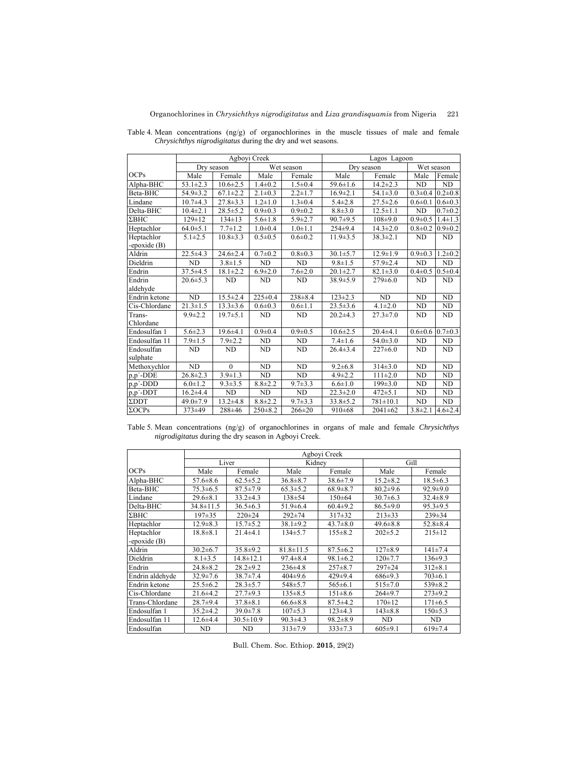Table 4. Mean concentrations (ng/g) of organochlorines in the muscle tissues of male and female *Chrysichthys nigrodigitatus* during the dry and wet seasons.

| | Agboyi Creek | | | | Lagos Lagoon | | | |
|---|---|---|---|---|---|---|---|---|
| | Dry season | | Wet season | | Dry season | | Wet season | |
| OCPs | Male | Female | Male | Female | Male | Female | Male | Female |
| Alpha-BHC | 53.1±2.3 | 10.6±2.5 | 1.4±0.2 | 1.5±0.4 | 59.6±1.6 | 14.2±2.3 | ND | ND |
| Beta-BHC | 54.9±3.2 | 67.1±2.2 | 2.1±0.3 | 2.2±1.7 | 16.9±2.1 | 54.1±3.0 | 0.3±0.4 | 0.2±0.8 |
| Lindane | 10.7±4.3 | 27.8±3.3 | 1.2±1.0 | 1.3±0.4 | 5.4±2.8 | 27.5±2.6 | 0.6±0.1 | 0.6±0.3 |
| Delta-BHC | 10.4±2.1 | 28.5±5.2 | 0.9±0.3 | 0.9±0.2 | 8.8±3.0 | 12.5±1.1 | ND | 0.7±0.2 |
| ΣBHC | 129±12 | 134±13 | 5.6±1.8 | 5.9±2.7 | 90.7±9.5 | 108±9.0 | 0.9±0.5 | 1.4±1.3 |
| Heptachlor | 64.0±5.1 | 7.7±1.2 | 1.0±0.4 | 1.0±1.1 | 254±9.4 | 14.3±2.0 | 0.8±0.2 | 0.9±0.2 |
| Heptachlor -epoxide (B) | 5.1±2.5 | 10.8±3.3 | 0.5±0.5 | 0.6±0.2 | 11.9±3.5 | 38.3±2.1 | ND | ND |
| Aldrin | 22.5±4.3 | 24.6±2.4 | 0.7±0.2 | 0.8±0.3 | 30.1±5.7 | 12.9±1.9 | 0.9±0.3 | 1.2±0.2 |
| Dieldrin | ND | 3.8±1.5 | ND | ND | 9.8±1.5 | 57.9±2.4 | ND | ND |
| Endrin | 37.5±4.5 | 18.1±2.2 | 6.9±2.0 | 7.6±2.0 | 20.1±2.7 | 82.1±3.0 | 0.4±0.5 | 0.5±0.4 |
| Endrin aldehyde | 20.6±5.3 | ND | ND | ND | 38.9±5.9 | 279±6.0 | ND | ND |
| Endrin ketone | ND | 15.5±2.4 | 225±0.4 | 238±8.4 | 123±2.3 | ND | ND | ND |
| Cis-Chlordane | 21.3±1.5 | 13.3±3.6 | 0.6±0.3 | 0.6±1.1 | 23.5±3.6 | 4.1±2.0 | ND | ND |
| Trans-Chlordane | 9.9±2.2 | 19.7±5.1 | ND | ND | 20.2±4.3 | 27.3±7.0 | ND | ND |
| Endosulfan 1 | 5.6±2.3 | 19.6±4.1 | 0.9±0.4 | 0.9±0.5 | 10.6±2.5 | 20.4±4.1 | 0.6±0.6 | 0.7±0.3 |
| Endosulfan 11 | 7.9±1.5 | 7.9±2.2 | ND | ND | 7.4±1.6 | 54.0±3.0 | ND | ND |
| Endosulfan sulphate | ND | ND | ND | ND | 26.4±3.4 | 227±6.0 | ND | ND |
| Methoxychlor | ND | 0 | ND | ND | 9.2±6.8 | 314±3.0 | ND | ND |
| p,p′-DDE | 26.8±2.3 | 3.9±1.3 | ND | ND | 4.9±2.2 | 111±2.0 | ND | ND |
| p,p′-DDD | 6.0±1.2 | 9.3±3.5 | 8.8±2.2 | 9.7±3.3 | 6.6±1.0 | 199±3.0 | ND | ND |
| p,p′-DDT | 16.2±4.4 | ND | ND | ND | 22.3±2.0 | 472±5.1 | ND | ND |
| ΣDDT | 49.0±7.9 | 13.2±4.8 | 8.8±2.2 | 9.7±3.3 | 33.8±5.2 | 781±10.1 | ND | ND |
| ΣOCPs | 373±49 | 288±46 | 250±8.2 | 266±20 | 910±68 | 2041±62 | 3.8±2.1 | 4.6±2.4 |

Table 5. Mean concentrations (ng/g) of organochlorines in organs of male and female *Chrysichthys nigrodigitatus* during the dry season in Agboyi Creek.

| | Agboyi Creek | | | | | |
|---|---|---|---|---|---|---|
| | Liver | | Kidney | | Gill | |
| OCPs | Male | Female | Male | Female | Male | Female |
| Alpha-BHC | 57.6±8.6 | 62.5±5.2 | 36.8±8.7 | 38.6±7.9 | 15.2±8.2 | 18.5±6.3 |
| Beta-BHC | 75.3±6.5 | 87.5±7.9 | 65.3±5.2 | 68.9±8.7 | 80.2±9.6 | 92.9±9.0 |
| Lindane | 29.6±8.1 | 33.2±4.3 | 138±54 | 150±64 | 30.7±6.3 | 32.4±8.9 |
| Delta-BHC | 34.8±11.5 | 36.5±6.3 | 51.9±6.4 | 60.4±9.2 | 86.5±9.0 | 95.3±9.5 |
| ΣBHC | 197±35 | 220±24 | 292±74 | 317±32 | 213±33 | 239±34 |
| Heptachlor | 12.9±8.3 | 15.7±5.2 | 38.1±9.2 | 43.7±8.0 | 49.6±8.8 | 52.8±8.4 |
| Heptachlor -epoxide (B) | 18.8±8.1 | 21.4±4.1 | 134±5.7 | 155±8.2 | 202±5.2 | 215±12 |
| Aldrin | 30.2±6.7 | 35.8±9.2 | 81.8±11.5 | 87.5±6.2 | 127±8.9 | 141±7.4 |
| Dieldrin | 8.1±3.5 | 14.8±12.1 | 97.4±8.4 | 98.1±6.2 | 120±7.7 | 136±9.3 |
| Endrin | 24.8±8.2 | 28.2±9.2 | 236±4.8 | 257±8.7 | 297±24 | 312±8.1 |
| Endrin aldehyde | 32.9±7.6 | 38.7±7.4 | 404±9.6 | 429±9.4 | 686±9.3 | 703±6.1 |
| Endrin ketone | 25.5±6.2 | 28.3±5.7 | 548±5.7 | 565±6.1 | 515±7.0 | 539±8.2 |
| Cis-Chlordane | 21.6±4.2 | 27.7±9.3 | 135±8.5 | 151±8.6 | 264±9.7 | 273±9.2 |
| Trans-Chlordane | 28.7±9.4 | 37.8±8.1 | 66.6±8.8 | 87.5±4.2 | 170±12 | 171±6.5 |
| Endosulfan 1 | 35.2±4.2 | 39.0±7.8 | 107±5.3 | 123±4.3 | 143±8.8 | 150±5.3 |
| Endosulfan 11 | 12.6±4.4 | 30.5±10.9 | 90.3±4.3 | 98.2±8.9 | ND | ND |
| Endosulfan | ND | ND | 313±7.9 | 333±7.3 | 605±9.1 | 619±7.4 |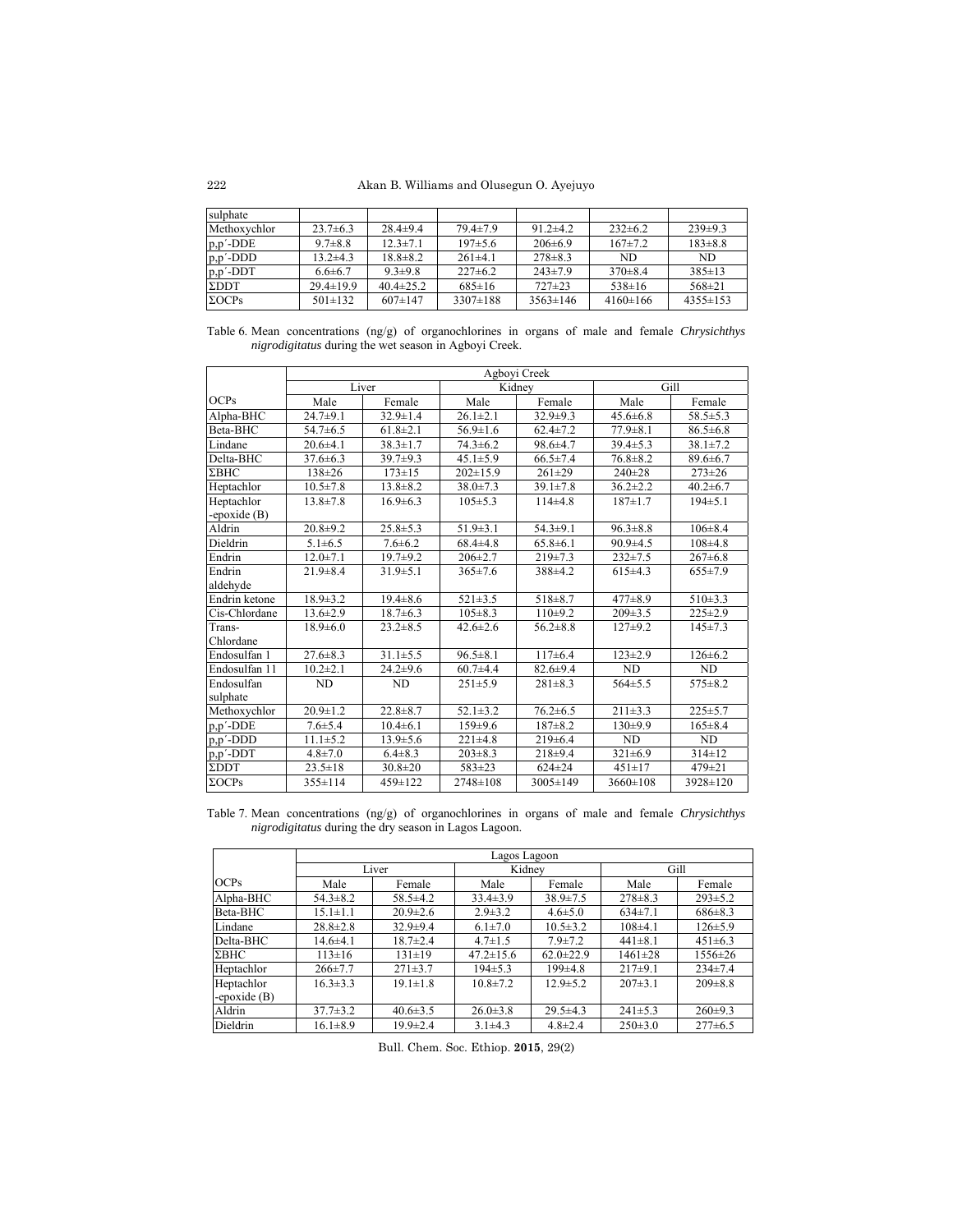| | | | | | | |
|---|---|---|---|---|---|---|
| sulphate | | | | | | |
| Methoxychlor | 23.7±6.3 | 28.4±9.4 | 79.4±7.9 | 91.2±4.2 | 232±6.2 | 239±9.3 |
| p,p′-DDE | 9.7±8.8 | 12.3±7.1 | 197±5.6 | 206±6.9 | 167±7.2 | 183±8.8 |
| p,p′-DDD | 13.2±4.3 | 18.8±8.2 | 261±4.1 | 278±8.3 | ND | ND |
| p,p′-DDT | 6.6±6.7 | 9.3±9.8 | 227±6.2 | 243±7.9 | 370±8.4 | 385±13 |
| ΣDDT | 29.4±19.9 | 40.4±25.2 | 685±16 | 727±23 | 538±16 | 568±21 |
| ΣOCPs | 501±132 | 607±147 | 3307±188 | 3563±146 | 4160±166 | 4355±153 |

Table 6. Mean concentrations (ng/g) of organochlorines in organs of male and female *Chrysichthys nigrodigitatus* during the wet season in Agboyi Creek.

| | Agboyi Creek | | | | | |
|---|---|---|---|---|---|---|
| | Liver | | Kidney | | Gill | |
| OCPs | Male | Female | Male | Female | Male | Female |
| Alpha-BHC | 24.7±9.1 | 32.9±1.4 | 26.1±2.1 | 32.9±9.3 | 45.6±6.8 | 58.5±5.3 |
| Beta-BHC | 54.7±6.5 | 61.8±2.1 | 56.9±1.6 | 62.4±7.2 | 77.9±8.1 | 86.5±6.8 |
| Lindane | 20.6±4.1 | 38.3±1.7 | 74.3±6.2 | 98.6±4.7 | 39.4±5.3 | 38.1±7.2 |
| Delta-BHC | 37.6±6.3 | 39.7±9.3 | 45.1±5.9 | 66.5±7.4 | 76.8±8.2 | 89.6±6.7 |
| ΣBHC | 138±26 | 173±15 | 202±15.9 | 261±29 | 240±28 | 273±26 |
| Heptachlor | 10.5±7.8 | 13.8±8.2 | 38.0±7.3 | 39.1±7.8 | 36.2±2.2 | 40.2±6.7 |
| Heptachlor -epoxide (B) | 13.8±7.8 | 16.9±6.3 | 105±5.3 | 114±4.8 | 187±1.7 | 194±5.1 |
| Aldrin | 20.8±9.2 | 25.8±5.3 | 51.9±3.1 | 54.3±9.1 | 96.3±8.8 | 106±8.4 |
| Dieldrin | 5.1±6.5 | 7.6±6.2 | 68.4±4.8 | 65.8±6.1 | 90.9±4.5 | 108±4.8 |
| Endrin | 12.0±7.1 | 19.7±9.2 | 206±2.7 | 219±7.3 | 232±7.5 | 267±6.8 |
| Endrin aldehyde | 21.9±8.4 | 31.9±5.1 | 365±7.6 | 388±4.2 | 615±4.3 | 655±7.9 |
| Endrin ketone | 18.9±3.2 | 19.4±8.6 | 521±3.5 | 518±8.7 | 477±8.9 | 510±3.3 |
| Cis-Chlordane | 13.6±2.9 | 18.7±6.3 | 105±8.3 | 110±9.2 | 209±3.5 | 225±2.9 |
| Trans-Chlordane | 18.9±6.0 | 23.2±8.5 | 42.6±2.6 | 56.2±8.8 | 127±9.2 | 145±7.3 |
| Endosulfan 1 | 27.6±8.3 | 31.1±5.5 | 96.5±8.1 | 117±6.4 | 123±2.9 | 126±6.2 |
| Endosulfan 11 | 10.2±2.1 | 24.2±9.6 | 60.7±4.4 | 82.6±9.4 | ND | ND |
| Endosulfan sulphate | ND | ND | 251±5.9 | 281±8.3 | 564±5.5 | 575±8.2 |
| Methoxychlor | 20.9±1.2 | 22.8±8.7 | 52.1±3.2 | 76.2±6.5 | 211±3.3 | 225±5.7 |
| p,p′-DDE | 7.6±5.4 | 10.4±6.1 | 159±9.6 | 187±8.2 | 130±9.9 | 165±8.4 |
| p,p′-DDD | 11.1±5.2 | 13.9±5.6 | 221±4.8 | 219±6.4 | ND | ND |
| p,p′-DDT | 4.8±7.0 | 6.4±8.3 | 203±8.3 | 218±9.4 | 321±6.9 | 314±12 |
| ΣDDT | 23.5±18 | 30.8±20 | 583±23 | 624±24 | 451±17 | 479±21 |
| ΣOCPs | 355±114 | 459±122 | 2748±108 | 3005±149 | 3660±108 | 3928±120 |

Table 7. Mean concentrations (ng/g) of organochlorines in organs of male and female *Chrysichthys nigrodigitatus* during the dry season in Lagos Lagoon.

| | Lagos Lagoon | | | | | |
|---|---|---|---|---|---|---|
| | Liver | | Kidney | | Gill | |
| OCPs | Male | Female | Male | Female | Male | Female |
| Alpha-BHC | 54.3±8.2 | 58.5±4.2 | 33.4±3.9 | 38.9±7.5 | 278±8.3 | 293±5.2 |
| Beta-BHC | 15.1±1.1 | 20.9±2.6 | 2.9±3.2 | 4.6±5.0 | 634±7.1 | 686±8.3 |
| Lindane | 28.8±2.8 | 32.9±9.4 | 6.1±7.0 | 10.5±3.2 | 108±4.1 | 126±5.9 |
| Delta-BHC | 14.6±4.1 | 18.7±2.4 | 4.7±1.5 | 7.9±7.2 | 441±8.1 | 451±6.3 |
| ΣBHC | 113±16 | 131±19 | 47.2±15.6 | 62.0±22.9 | 1461±28 | 1556±26 |
| Heptachlor | 266±7.7 | 271±3.7 | 194±5.3 | 199±4.8 | 217±9.1 | 234±7.4 |
| Heptachlor -epoxide (B) | 16.3±3.3 | 19.1±1.8 | 10.8±7.2 | 12.9±5.2 | 207±3.1 | 209±8.8 |
| Aldrin | 37.7±3.2 | 40.6±3.5 | 26.0±3.8 | 29.5±4.3 | 241±5.3 | 260±9.3 |
| Dieldrin | 16.1±8.9 | 19.9±2.4 | 3.1±4.3 | 4.8±2.4 | 250±3.0 | 277±6.5 |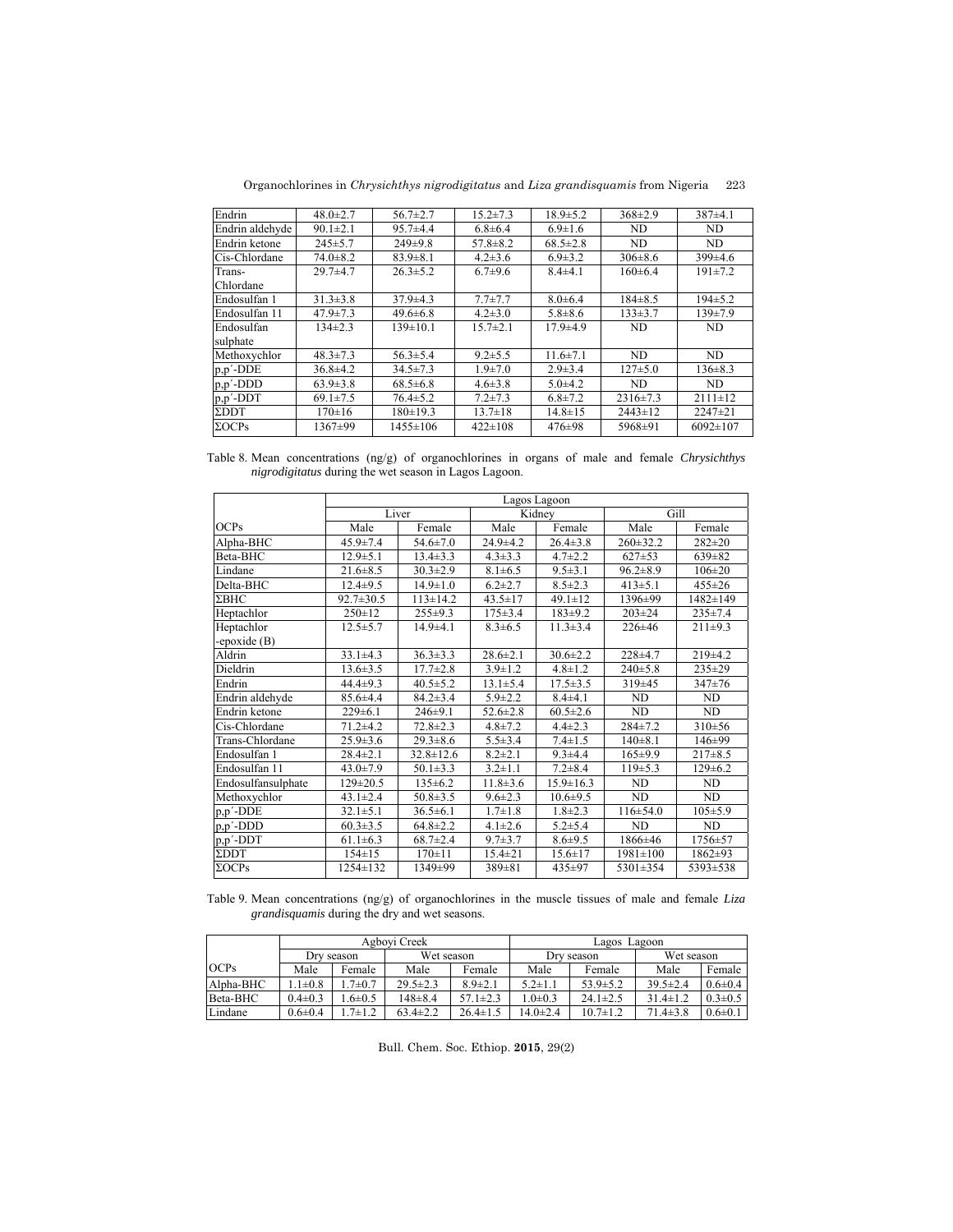| Endrin | 48.0±2.7 | 56.7±2.7 | 15.2±7.3 | 18.9±5.2 | 368±2.9 | 387±4.1 |
|---|---|---|---|---|---|---|
| Endrin aldehyde | 90.1±2.1 | 95.7±4.4 | 6.8±6.4 | 6.9±1.6 | ND | ND |
| Endrin ketone | 245±5.7 | 249±9.8 | 57.8±8.2 | 68.5±2.8 | ND | ND |
| Cis-Chlordane | 74.0±8.2 | 83.9±8.1 | 4.2±3.6 | 6.9±3.2 | 306±8.6 | 399±4.6 |
| Trans-Chlordane | 29.7±4.7 | 26.3±5.2 | 6.7±9.6 | 8.4±4.1 | 160±6.4 | 191±7.2 |
| Endosulfan 1 | 31.3±3.8 | 37.9±4.3 | 7.7±7.7 | 8.0±6.4 | 184±8.5 | 194±5.2 |
| Endosulfan 11 | 47.9±7.3 | 49.6±6.8 | 4.2±3.0 | 5.8±8.6 | 133±3.7 | 139±7.9 |
| Endosulfan sulphate | 134±2.3 | 139±10.1 | 15.7±2.1 | 17.9±4.9 | ND | ND |
| Methoxychlor | 48.3±7.3 | 56.3±5.4 | 9.2±5.5 | 11.6±7.1 | ND | ND |
| p,p´-DDE | 36.8±4.2 | 34.5±7.3 | 1.9±7.0 | 2.9±3.4 | 127±5.0 | 136±8.3 |
| p,p´-DDD | 63.9±3.8 | 68.5±6.8 | 4.6±3.8 | 5.0±4.2 | ND | ND |
| p,p´-DDT | 69.1±7.5 | 76.4±5.2 | 7.2±7.3 | 6.8±7.2 | 2316±7.3 | 2111±12 |
| ΣDDT | 170±16 | 180±19.3 | 13.7±18 | 14.8±15 | 2443±12 | 2247±21 |
| ΣOCPs | 1367±99 | 1455±106 | 422±108 | 476±98 | 5968±91 | 6092±107 |

Table 8. Mean concentrations (ng/g) of organochlorines in organs of male and female *Chrysichthys nigrodigitatus* during the wet season in Lagos Lagoon.

| | Lagos Lagoon | | | | | |
|---|---|---|---|---|---|---|
| | Liver | | Kidney | | Gill | |
| OCPs | Male | Female | Male | Female | Male | Female |
| Alpha-BHC | 45.9±7.4 | 54.6±7.0 | 24.9±4.2 | 26.4±3.8 | 260±32.2 | 282±20 |
| Beta-BHC | 12.9±5.1 | 13.4±3.3 | 4.3±3.3 | 4.7±2.2 | 627±53 | 639±82 |
| Lindane | 21.6±8.5 | 30.3±2.9 | 8.1±6.5 | 9.5±3.1 | 96.2±8.9 | 106±20 |
| Delta-BHC | 12.4±9.5 | 14.9±1.0 | 6.2±2.7 | 8.5±2.3 | 413±5.1 | 455±26 |
| ΣBHC | 92.7±30.5 | 113±14.2 | 43.5±17 | 49.1±12 | 1396±99 | 1482±149 |
| Heptachlor | 250±12 | 255±9.3 | 175±3.4 | 183±9.2 | 203±24 | 235±7.4 |
| Heptachlor -epoxide (B) | 12.5±5.7 | 14.9±4.1 | 8.3±6.5 | 11.3±3.4 | 226±46 | 211±9.3 |
| Aldrin | 33.1±4.3 | 36.3±3.3 | 28.6±2.1 | 30.6±2.2 | 228±4.7 | 219±4.2 |
| Dieldrin | 13.6±3.5 | 17.7±2.8 | 3.9±1.2 | 4.8±1.2 | 240±5.8 | 235±29 |
| Endrin | 44.4±9.3 | 40.5±5.2 | 13.1±5.4 | 17.5±3.5 | 319±45 | 347±76 |
| Endrin aldehyde | 85.6±4.4 | 84.2±3.4 | 5.9±2.2 | 8.4±4.1 | ND | ND |
| Endrin ketone | 229±6.1 | 246±9.1 | 52.6±2.8 | 60.5±2.6 | ND | ND |
| Cis-Chlordane | 71.2±4.2 | 72.8±2.3 | 4.8±7.2 | 4.4±2.3 | 284±7.2 | 310±56 |
| Trans-Chlordane | 25.9±3.6 | 29.3±8.6 | 5.5±3.4 | 7.4±1.5 | 140±8.1 | 146±99 |
| Endosulfan 1 | 28.4±2.1 | 32.8±12.6 | 8.2±2.1 | 9.3±4.4 | 165±9.9 | 217±8.5 |
| Endosulfan 11 | 43.0±7.9 | 50.1±3.3 | 3.2±1.1 | 7.2±8.4 | 119±5.3 | 129±6.2 |
| Endosulfansulphate | 129±20.5 | 135±6.2 | 11.8±3.6 | 15.9±16.3 | ND | ND |
| Methoxychlor | 43.1±2.4 | 50.8±3.5 | 9.6±2.3 | 10.6±9.5 | ND | ND |
| p,p´-DDE | 32.1±5.1 | 36.5±6.1 | 1.7±1.8 | 1.8±2.3 | 116±54.0 | 105±5.9 |
| p,p´-DDD | 60.3±3.5 | 64.8±2.2 | 4.1±2.6 | 5.2±5.4 | ND | ND |
| p,p´-DDT | 61.1±6.3 | 68.7±2.4 | 9.7±3.7 | 8.6±9.5 | 1866±46 | 1756±57 |
| ΣDDT | 154±15 | 170±11 | 15.4±21 | 15.6±17 | 1981±100 | 1862±93 |
| ΣOCPs | 1254±132 | 1349±99 | 389±81 | 435±97 | 5301±354 | 5393±538 |

Table 9. Mean concentrations (ng/g) of organochlorines in the muscle tissues of male and female *Liza grandisquamis* during the dry and wet seasons.

| | Agboyi Creek | | | | Lagos Lagoon | | | |
|---|---|---|---|---|---|---|---|---|
| | Dry season | | Wet season | | Dry season | | Wet season | |
| OCPs | Male | Female | Male | Female | Male | Female | Male | Female |
| Alpha-BHC | 1.1±0.8 | 1.7±0.7 | 29.5±2.3 | 8.9±2.1 | 5.2±1.1 | 53.9±5.2 | 39.5±2.4 | 0.6±0.4 |
| Beta-BHC | 0.4±0.3 | 1.6±0.5 | 148±8.4 | 57.1±2.3 | 1.0±0.3 | 24.1±2.5 | 31.4±1.2 | 0.3±0.5 |
| Lindane | 0.6±0.4 | 1.7±1.2 | 63.4±2.2 | 26.4±1.5 | 14.0±2.4 | 10.7±1.2 | 71.4±3.8 | 0.6±0.1 |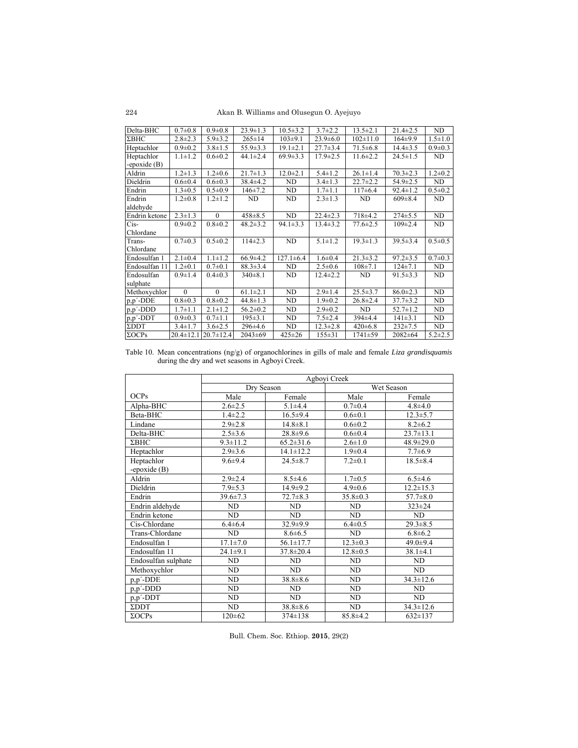| Delta-BHC | 0.7±0.8 | 0.9±0.8 | 23.9±1.3 | 10.5±3.2 | 3.7±2.2 | 13.5±2.1 | 21.4±2.5 | ND |
|---|---|---|---|---|---|---|---|---|
| ΣBHC | 2.8±2.3 | 5.9±3.2 | 265±14 | 103±9.1 | 23.9±6.0 | 102±11.0 | 164±9.9 | 1.5±1.0 |
| Heptachlor | 0.9±0.2 | 3.8±1.5 | 55.9±3.3 | 19.1±2.1 | 27.7±3.4 | 71.5±6.8 | 14.4±3.5 | 0.9±0.3 |
| Heptachlor -epoxide (B) | 1.1±1.2 | 0.6±0.2 | 44.1±2.4 | 69.9±3.3 | 17.9±2.5 | 11.6±2.2 | 24.5±1.5 | ND |
| Aldrin | 1.2±1.3 | 1.2±0.6 | 21.7±1.3 | 12.0±2.1 | 5.4±1.2 | 26.1±1.4 | 70.3±2.3 | 1.2±0.2 |
| Dieldrin | 0.6±0.4 | 0.6±0.3 | 38.4±4.2 | ND | 3.4±1.3 | 22.7±2.2 | 54.9±2.5 | ND |
| Endrin | 1.3±0.5 | 0.5±0.9 | 146±7.2 | ND | 1.7±1.1 | 117±6.4 | 92.4±1.2 | 0.5±0.2 |
| Endrin aldehyde | 1.2±0.8 | 1.2±1.2 | ND | ND | 2.3±1.3 | ND | 609±8.4 | ND |
| Endrin ketone | 2.3±1.3 | 0 | 458±8.5 | ND | 22.4±2.3 | 718±4.2 | 274±5.5 | ND |
| Cis-Chlordane | 0.9±0.2 | 0.8±0.2 | 48.2±3.2 | 94.1±3.3 | 13.4±3.2 | 77.6±2.5 | 109±2.4 | ND |
| Trans-Chlordane | 0.7±0.3 | 0.5±0.2 | 114±2.3 | ND | 5.1±1.2 | 19.3±1.3 | 39.5±3.4 | 0.5±0.5 |
| Endosulfan 1 | 2.1±0.4 | 1.1±1.2 | 66.9±4.2 | 127.1±6.4 | 1.6±0.4 | 21.3±3.2 | 97.2±3.5 | 0.7±0.3 |
| Endosulfan 11 | 1.2±0.1 | 0.7±0.1 | 88.3±3.4 | ND | 2.5±0.6 | 108±7.1 | 124±7.1 | ND |
| Endosulfan sulphate | 0.9±1.4 | 0.4±0.3 | 340±8.1 | ND | 12.4±2.2 | ND | 91.5±3.3 | ND |
| Methoxychlor | 0 | 0 | 61.1±2.1 | ND | 2.9±1.4 | 25.5±3.7 | 86.0±2.3 | ND |
| p,p´-DDE | 0.8±0.3 | 0.8±0.2 | 44.8±1.3 | ND | 1.9±0.2 | 26.8±2.4 | 37.7±3.2 | ND |
| p,p´-DDD | 1.7±1.1 | 2.1±1.2 | 56.2±0.2 | ND | 2.9±0.2 | ND | 52.7±1.2 | ND |
| p,p´-DDT | 0.9±0.3 | 0.7±1.1 | 195±3.1 | ND | 7.5±2.4 | 394±4.4 | 141±3.1 | ND |
| ΣDDT | 3.4±1.7 | 3.6±2.5 | 296±4.6 | ND | 12.3±2.8 | 420±6.8 | 232±7.5 | ND |
| ΣOCPs | 20.4±12.1 | 20.7±12.4 | 2043±69 | 425±26 | 155±31 | 1741±59 | 2082±64 | 5.2±2.5 |

Table 10. Mean concentrations (ng/g) of organochlorines in gills of male and female *Liza grandisquamis* during the dry and wet seasons in Agboyi Creek.

|  | Agboyi Creek | | | |
|---|---|---|---|---|
|  | Dry Season | | Wet Season | |
| OCPs | Male | Female | Male | Female |
| Alpha-BHC | 2.6±2.5 | 5.1±4.4 | 0.7±0.4 | 4.8±4.0 |
| Beta-BHC | 1.4±2.2 | 16.5±9.4 | 0.6±0.1 | 12.3±5.7 |
| Lindane | 2.9±2.8 | 14.8±8.1 | 0.6±0.2 | 8.2±6.2 |
| Delta-BHC | 2.5±3.6 | 28.8±9.6 | 0.6±0.4 | 23.7±13.1 |
| ΣBHC | 9.3±11.2 | 65.2±31.6 | 2.6±1.0 | 48.9±29.0 |
| Heptachlor | 2.9±3.6 | 14.1±12.2 | 1.9±0.4 | 7.7±6.9 |
| Heptachlor -epoxide (B) | 9.6±9.4 | 24.5±8.7 | 7.2±0.1 | 18.5±8.4 |
| Aldrin | 2.9±2.4 | 8.5±4.6 | 1.7±0.5 | 6.5±4.6 |
| Dieldrin | 7.9±5.3 | 14.9±9.2 | 4.9±0.6 | 12.2±15.3 |
| Endrin | 39.6±7.3 | 72.7±8.3 | 35.8±0.3 | 57.7±8.0 |
| Endrin aldehyde | ND | ND | ND | 323±24 |
| Endrin ketone | ND | ND | ND | ND |
| Cis-Chlordane | 6.4±6.4 | 32.9±9.9 | 6.4±0.5 | 29.3±8.5 |
| Trans-Chlordane | ND | 8.6±6.5 | ND | 6.8±6.2 |
| Endosulfan 1 | 17.1±7.0 | 56.1±17.7 | 12.3±0.3 | 49.0±9.4 |
| Endosulfan 11 | 24.1±9.1 | 37.8±20.4 | 12.8±0.5 | 38.1±4.1 |
| Endosulfan sulphate | ND | ND | ND | ND |
| Methoxychlor | ND | ND | ND | ND |
| p,p´-DDE | ND | 38.8±8.6 | ND | 34.3±12.6 |
| p,p´-DDD | ND | ND | ND | ND |
| p,p´-DDT | ND | ND | ND | ND |
| ΣDDT | ND | 38.8±8.6 | ND | 34.3±12.6 |
| ΣOCPs | 120±62 | 374±138 | 85.8±4.2 | 632±137 |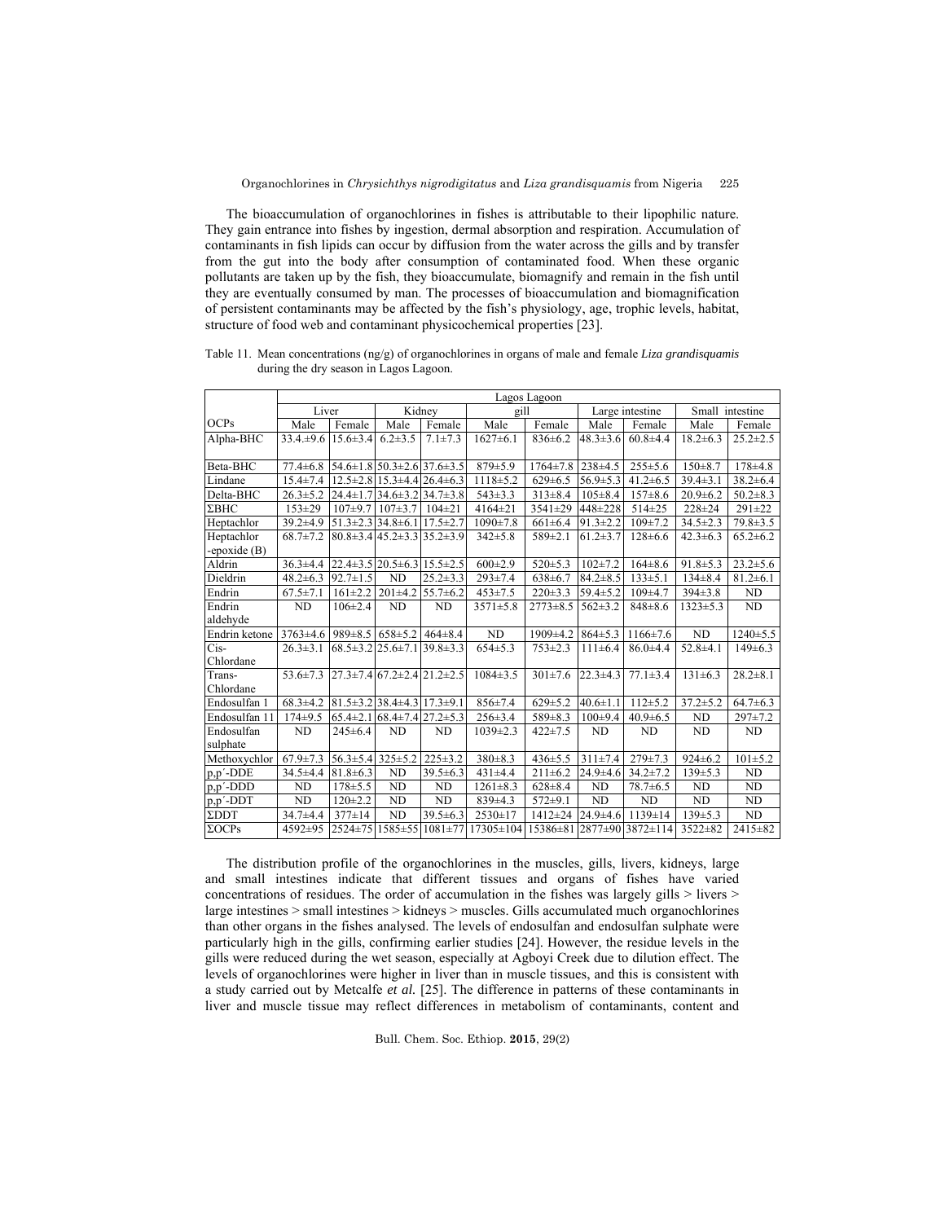The bioaccumulation of organochlorines in fishes is attributable to their lipophilic nature. They gain entrance into fishes by ingestion, dermal absorption and respiration. Accumulation of contaminants in fish lipids can occur by diffusion from the water across the gills and by transfer from the gut into the body after consumption of contaminated food. When these organic pollutants are taken up by the fish, they bioaccumulate, biomagnify and remain in the fish until they are eventually consumed by man. The processes of bioaccumulation and biomagnification of persistent contaminants may be affected by the fish's physiology, age, trophic levels, habitat, structure of food web and contaminant physicochemical properties [23].

Table 11. Mean concentrations (ng/g) of organochlorines in organs of male and female *Liza grandisquamis* during the dry season in Lagos Lagoon.

| | Lagos Lagoon | | | | | | | | | |
|---|---|---|---|---|---|---|---|---|---|---|
| | Liver | | Kidney | | gill | | Large intestine | | Small intestine | |
| OCPs | Male | Female | Male | Female | Male | Female | Male | Female | Male | Female |
| Alpha-BHC | 33.4.±9.6 | 15.6±3.4 | 6.2±3.5 | 7.1±7.3 | 1627±6.1 | 836±6.2 | 48.3±3.6 | 60.8±4.4 | 18.2±6.3 | 25.2±2.5 |
| Beta-BHC | 77.4±6.8 | 54.6±1.8 | 50.3±2.6 | 37.6±3.5 | 879±5.9 | 1764±7.8 | 238±4.5 | 255±5.6 | 150±8.7 | 178±4.8 |
| Lindane | 15.4±7.4 | 12.5±2.8 | 15.3±4.4 | 26.4±6.3 | 1118±5.2 | 629±6.5 | 56.9±5.3 | 41.2±6.5 | 39.4±3.1 | 38.2±6.4 |
| Delta-BHC | 26.3±5.2 | 24.4±1.7 | 34.6±3.2 | 34.7±3.8 | 543±3.3 | 313±8.4 | 105±8.4 | 157±8.6 | 20.9±6.2 | 50.2±8.3 |
| ΣBHC | 153±29 | 107±9.7 | 107±3.7 | 104±21 | 4164±21 | 3541±29 | 448±228 | 514±25 | 228±24 | 291±22 |
| Heptachlor | 39.2±4.9 | 51.3±2.3 | 34.8±6.1 | 17.5±2.7 | 1090±7.8 | 661±6.4 | 91.3±2.2 | 109±7.2 | 34.5±2.3 | 79.8±3.5 |
| Heptachlor -epoxide (B) | 68.7±7.2 | 80.8±3.4 | 45.2±3.3 | 35.2±3.9 | 342±5.8 | 589±2.1 | 61.2±3.7 | 128±6.6 | 42.3±6.3 | 65.2±6.2 |
| Aldrin | 36.3±4.4 | 22.4±3.5 | 20.5±6.3 | 15.5±2.5 | 600±2.9 | 520±5.3 | 102±7.2 | 164±8.6 | 91.8±5.3 | 23.2±5.6 |
| Dieldrin | 48.2±6.3 | 92.7±1.5 | ND | 25.2±3.3 | 293±7.4 | 638±6.7 | 84.2±8.5 | 133±5.1 | 134±8.4 | 81.2±6.1 |
| Endrin | 67.5±7.1 | 161±2.2 | 201±4.2 | 55.7±6.2 | 453±7.5 | 220±3.3 | 59.4±5.2 | 109±4.7 | 394±3.8 | ND |
| Endrin aldehyde | ND | 106±2.4 | ND | ND | 3571±5.8 | 2773±8.5 | 562±3.2 | 848±8.6 | 1323±5.3 | ND |
| Endrin ketone | 3763±4.6 | 989±8.5 | 658±5.2 | 464±8.4 | ND | 1909±4.2 | 864±5.3 | 1166±7.6 | ND | 1240±5.5 |
| Cis-Chlordane | 26.3±3.1 | 68.5±3.2 | 25.6±7.1 | 39.8±3.3 | 654±5.3 | 753±2.3 | 111±6.4 | 86.0±4.4 | 52.8±4.1 | 149±6.3 |
| Trans-Chlordane | 53.6±7.3 | 27.3±7.4 | 67.2±2.4 | 21.2±2.5 | 1084±3.5 | 301±7.6 | 22.3±4.3 | 77.1±3.4 | 131±6.3 | 28.2±8.1 |
| Endosulfan 1 | 68.3±4.2 | 81.5±3.2 | 38.4±4.3 | 17.3±9.1 | 856±7.4 | 629±5.2 | 40.6±1.1 | 112±5.2 | 37.2±5.2 | 64.7±6.3 |
| Endosulfan 11 | 174±9.5 | 65.4±2.1 | 68.4±7.4 | 27.2±5.3 | 256±3.4 | 589±8.3 | 100±9.4 | 40.9±6.5 | ND | 297±7.2 |
| Endosulfan sulphate | ND | 245±6.4 | ND | ND | 1039±2.3 | 422±7.5 | ND | ND | ND | ND |
| Methoxychlor | 67.9±7.3 | 56.3±5.4 | 325±5.2 | 225±3.2 | 380±8.3 | 436±5.5 | 311±7.4 | 279±7.3 | 924±6.2 | 101±5.2 |
| p,p′-DDE | 34.5±4.4 | 81.8±6.3 | ND | 39.5±6.3 | 431±4.4 | 211±6.2 | 24.9±4.6 | 34.2±7.2 | 139±5.3 | ND |
| p,p′-DDD | ND | 178±5.5 | ND | ND | 1261±8.3 | 628±8.4 | ND | 78.7±6.5 | ND | ND |
| p,p′-DDT | ND | 120±2.2 | ND | ND | 839±4.3 | 572±9.1 | ND | ND | ND | ND |
| ΣDDT | 34.7±4.4 | 377±14 | ND | 39.5±6.3 | 2530±17 | 1412±24 | 24.9±4.6 | 1139±14 | 139±5.3 | ND |
| ΣOCPs | 4592±95 | 2524±75 | 1585±55 | 1081±77 | 17305±104 | 15386±81 | 2877±90 | 3872±114 | 3522±82 | 2415±82 |

The distribution profile of the organochlorines in the muscles, gills, livers, kidneys, large and small intestines indicate that different tissues and organs of fishes have varied concentrations of residues. The order of accumulation in the fishes was largely gills > livers > large intestines > small intestines > kidneys > muscles. Gills accumulated much organochlorines than other organs in the fishes analysed. The levels of endosulfan and endosulfan sulphate were particularly high in the gills, confirming earlier studies [24]. However, the residue levels in the gills were reduced during the wet season, especially at Agboyi Creek due to dilution effect. The levels of organochlorines were higher in liver than in muscle tissues, and this is consistent with a study carried out by Metcalfe *et al.* [25]. The difference in patterns of these contaminants in liver and muscle tissue may reflect differences in metabolism of contaminants, content and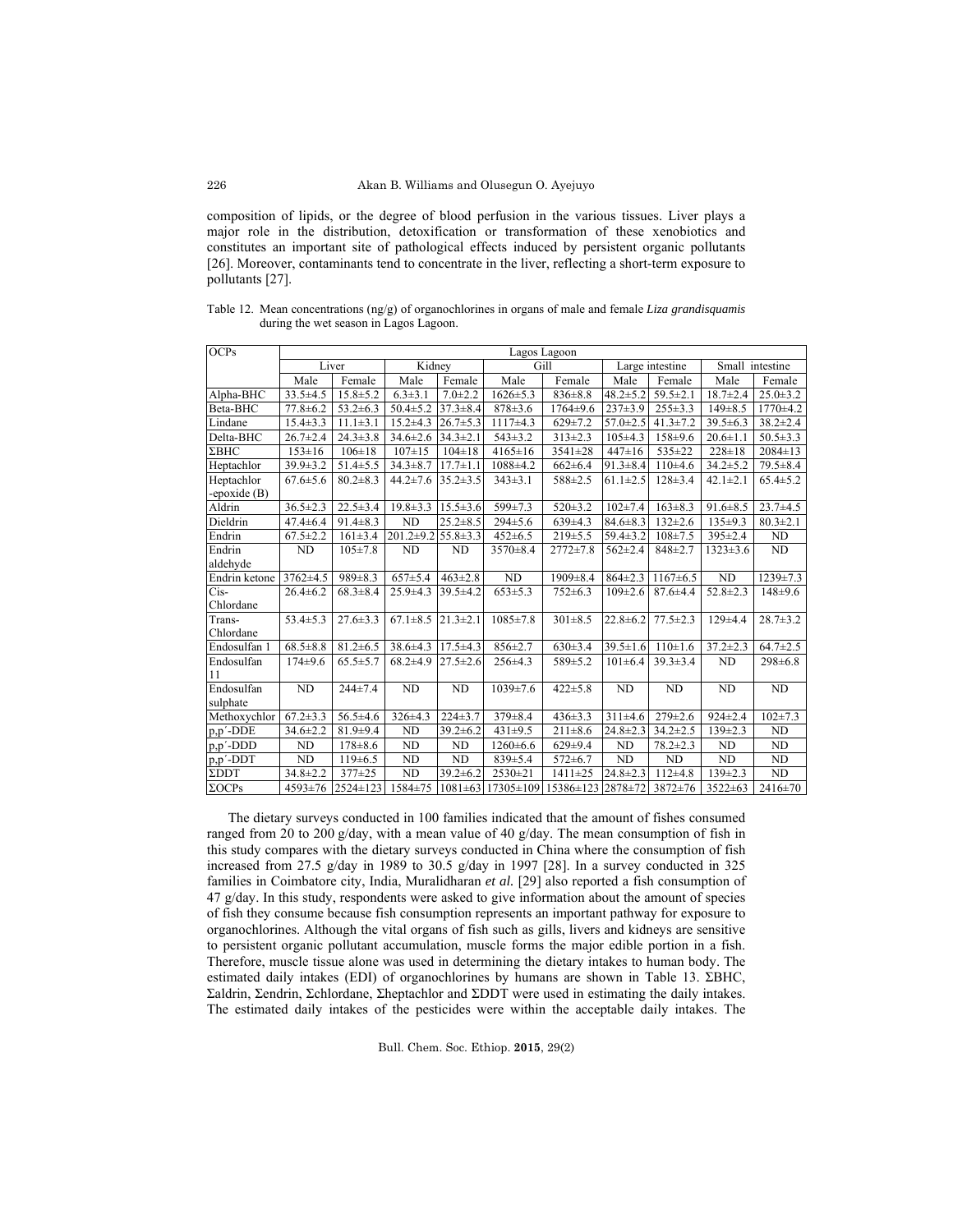composition of lipids, or the degree of blood perfusion in the various tissues. Liver plays a major role in the distribution, detoxification or transformation of these xenobiotics and constitutes an important site of pathological effects induced by persistent organic pollutants [26]. Moreover, contaminants tend to concentrate in the liver, reflecting a short-term exposure to pollutants [27].

Table 12. Mean concentrations (ng/g) of organochlorines in organs of male and female *Liza grandisquamis* during the wet season in Lagos Lagoon.

| OCPs | Lagos Lagoon | | | | | | | | | |
|---|---|---|---|---|---|---|---|---|---|---|
| | Liver | | Kidney | | Gill | | Large intestine | | Small intestine | |
| | Male | Female | Male | Female | Male | Female | Male | Female | Male | Female |
| Alpha-BHC | 33.5±4.5 | 15.8±5.2 | 6.3±3.1 | 7.0±2.2 | 1626±5.3 | 836±8.8 | 48.2±5.2 | 59.5±2.1 | 18.7±2.4 | 25.0±3.2 |
| Beta-BHC | 77.8±6.2 | 53.2±6.3 | 50.4±5.2 | 37.3±8.4 | 878±3.6 | 1764±9.6 | 237±3.9 | 255±3.3 | 149±8.5 | 1770±4.2 |
| Lindane | 15.4±3.3 | 11.1±3.1 | 15.2±4.3 | 26.7±5.3 | 1117±4.3 | 629±7.2 | 57.0±2.5 | 41.3±7.2 | 39.5±6.3 | 38.2±2.4 |
| Delta-BHC | 26.7±2.4 | 24.3±3.8 | 34.6±2.6 | 34.3±2.1 | 543±3.2 | 313±2.3 | 105±4.3 | 158±9.6 | 20.6±1.1 | 50.5±3.3 |
| ΣBHC | 153±16 | 106±18 | 107±15 | 104±18 | 4165±16 | 3541±28 | 447±16 | 535±22 | 228±18 | 2084±13 |
| Heptachlor | 39.9±3.2 | 51.4±5.5 | 34.3±8.7 | 17.7±1.1 | 1088±4.2 | 662±6.4 | 91.3±8.4 | 110±4.6 | 34.2±5.2 | 79.5±8.4 |
| Heptachlor -epoxide (B) | 67.6±5.6 | 80.2±8.3 | 44.2±7.6 | 35.2±3.5 | 343±3.1 | 588±2.5 | 61.1±2.5 | 128±3.4 | 42.1±2.1 | 65.4±5.2 |
| Aldrin | 36.5±2.3 | 22.5±3.4 | 19.8±3.3 | 15.5±3.6 | 599±7.3 | 520±3.2 | 102±7.4 | 163±8.3 | 91.6±8.5 | 23.7±4.5 |
| Dieldrin | 47.4±6.4 | 91.4±8.3 | ND | 25.2±8.5 | 294±5.6 | 639±4.3 | 84.6±8.3 | 132±2.6 | 135±9.3 | 80.3±2.1 |
| Endrin | 67.5±2.2 | 161±3.4 | 201.2±9.2 | 55.8±3.3 | 452±6.5 | 219±5.5 | 59.4±3.2 | 108±7.5 | 395±2.4 | ND |
| Endrin aldehyde | ND | 105±7.8 | ND | ND | 3570±8.4 | 2772±7.8 | 562±2.4 | 848±2.7 | 1323±3.6 | ND |
| Endrin ketone | 3762±4.5 | 989±8.3 | 657±5.4 | 463±2.8 | ND | 1909±8.4 | 864±2.3 | 1167±6.5 | ND | 1239±7.3 |
| Cis-Chlordane | 26.4±6.2 | 68.3±8.4 | 25.9±4.3 | 39.5±4.2 | 653±5.3 | 752±6.3 | 109±2.6 | 87.6±4.4 | 52.8±2.3 | 148±9.6 |
| Trans-Chlordane | 53.4±5.3 | 27.6±3.3 | 67.1±8.5 | 21.3±2.1 | 1085±7.8 | 301±8.5 | 22.8±6.2 | 77.5±2.3 | 129±4.4 | 28.7±3.2 |
| Endosulfan 1 | 68.5±8.8 | 81.2±6.5 | 38.6±4.3 | 17.5±4.3 | 856±2.7 | 630±3.4 | 39.5±1.6 | 110±1.6 | 37.2±2.3 | 64.7±2.5 |
| Endosulfan 11 | 174±9.6 | 65.5±5.7 | 68.2±4.9 | 27.5±2.6 | 256±4.3 | 589±5.2 | 101±6.4 | 39.3±3.4 | ND | 298±6.8 |
| Endosulfan sulphate | ND | 244±7.4 | ND | ND | 1039±7.6 | 422±5.8 | ND | ND | ND | ND |
| Methoxychlor | 67.2±3.3 | 56.5±4.6 | 326±4.3 | 224±3.7 | 379±8.4 | 436±3.3 | 311±4.6 | 279±2.6 | 924±2.4 | 102±7.3 |
| p,p′-DDE | 34.6±2.2 | 81.9±9.4 | ND | 39.2±6.2 | 431±9.5 | 211±8.6 | 24.8±2.3 | 34.2±2.5 | 139±2.3 | ND |
| p,p′-DDD | ND | 178±8.6 | ND | ND | 1260±6.6 | 629±9.4 | ND | 78.2±2.3 | ND | ND |
| p,p′-DDT | ND | 119±6.5 | ND | ND | 839±5.4 | 572±6.7 | ND | ND | ND | ND |
| ΣDDT | 34.8±2.2 | 377±25 | ND | 39.2±6.2 | 2530±21 | 1411±25 | 24.8±2.3 | 112±4.8 | 139±2.3 | ND |
| ΣOCPs | 4593±76 | 2524±123 | 1584±75 | 1081±63 | 17305±109 | 15386±123 | 2878±72 | 3872±76 | 3522±63 | 2416±70 |

The dietary surveys conducted in 100 families indicated that the amount of fishes consumed ranged from 20 to 200 g/day, with a mean value of 40 g/day. The mean consumption of fish in this study compares with the dietary surveys conducted in China where the consumption of fish increased from 27.5 g/day in 1989 to 30.5 g/day in 1997 [28]. In a survey conducted in 325 families in Coimbatore city, India, Muralidharan *et al.* [29] also reported a fish consumption of 47 g/day. In this study, respondents were asked to give information about the amount of species of fish they consume because fish consumption represents an important pathway for exposure to organochlorines. Although the vital organs of fish such as gills, livers and kidneys are sensitive to persistent organic pollutant accumulation, muscle forms the major edible portion in a fish. Therefore, muscle tissue alone was used in determining the dietary intakes to human body. The estimated daily intakes (EDI) of organochlorines by humans are shown in Table 13. ΣBHC, Σaldrin, Σendrin, Σchlordane, Σheptachlor and ΣDDT were used in estimating the daily intakes. The estimated daily intakes of the pesticides were within the acceptable daily intakes. The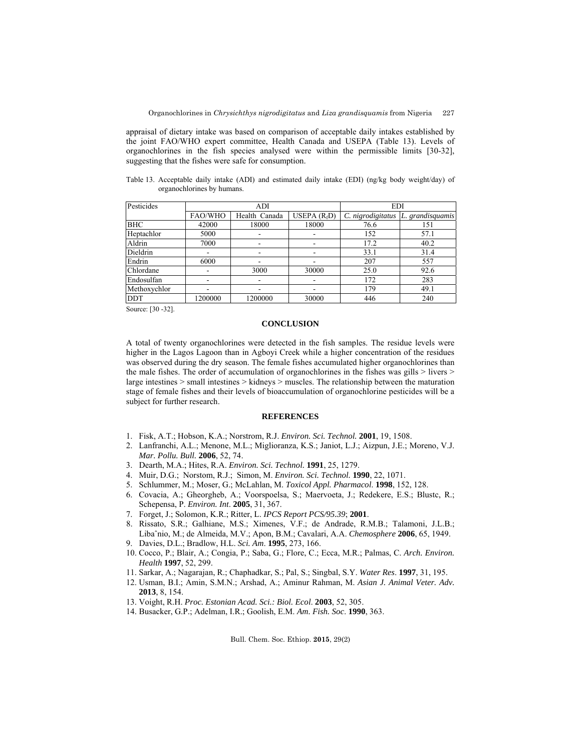appraisal of dietary intake was based on comparison of acceptable daily intakes established by the joint FAO/WHO expert committee, Health Canada and USEPA (Table 13). Levels of organochlorines in the fish species analysed were within the permissible limits [30-32], suggesting that the fishes were safe for consumption.

Table 13. Acceptable daily intake (ADI) and estimated daily intake (EDI) (ng/kg body weight/day) of organochlorines by humans.

| Pesticides | ADI | | | EDI | |
|---|---|---|---|---|---|
| | FAO/WHO | Health Canada | USEPA ($R_fD$) | *C. nigrodigitatus* | *L. grandisquamis* |
| BHC | 42000 | 18000 | 18000 | 76.6 | 151 |
| Heptachlor | 5000 | - | - | 152 | 57.1 |
| Aldrin | 7000 | - | - | 17.2 | 40.2 |
| Dieldrin | - | - | - | 33.1 | 31.4 |
| Endrin | 6000 | - | - | 207 | 557 |
| Chlordane | - | 3000 | 30000 | 25.0 | 92.6 |
| Endosulfan | - | - | - | 172 | 283 |
| Methoxychlor | - | - | - | 179 | 49.1 |
| DDT | 1200000 | 1200000 | 30000 | 446 | 240 |

Source: [30 -32].

## CONCLUSION

A total of twenty organochlorines were detected in the fish samples. The residue levels were higher in the Lagos Lagoon than in Agboyi Creek while a higher concentration of the residues was observed during the dry season. The female fishes accumulated higher organochlorines than the male fishes. The order of accumulation of organochlorines in the fishes was gills > livers > large intestines > small intestines > kidneys > muscles. The relationship between the maturation stage of female fishes and their levels of bioaccumulation of organochlorine pesticides will be a subject for further research.

## REFERENCES

1. Fisk, A.T.; Hobson, K.A.; Norstrom, R.J. *Environ. Sci. Technol.* **2001**, 19, 1508.
2. Lanfranchi, A.L.; Menone, M.L.; Miglioranza, K.S.; Janiot, L.J.; Aizpun, J.E.; Moreno, V.J. *Mar. Pollu. Bull.* **2006**, 52, 74.
3. Dearth, M.A.; Hites, R.A. *Environ. Sci. Technol.* **1991**, 25, 1279.
4. Muir, D.G.; Norstom, R.J.; Simon, M. *Environ. Sci. Technol.* **1990**, 22, 1071.
5. Schlummer, M.; Moser, G.; McLahlan, M. *Toxicol Appl. Pharmacol*. **1998**, 152, 128.
6. Covacia, A.; Gheorgheb, A.; Voorspoelsa, S.; Maervoeta, J.; Redekere, E.S.; Blustc, R.; Schepensa, P. *Environ. Int*. **2005**, 31, 367.
7. Forget, J.; Solomon, K.R.; Ritter, L. *IPCS Report PCS/95.39*; **2001**.
8. Rissato, S.R.; Galhiane, M.S.; Ximenes, V.F.; de Andrade, R.M.B.; Talamoni, J.L.B.; Libaˆnio, M.; de Almeida, M.V.; Apon, B.M.; Cavalari, A.A. *Chemosphere* **2006**, 65, 1949.
9. Davies, D.L.; Bradlow, H.L. *Sci. Am*. **1995**, 273, 166.
10. Cocco, P.; Blair, A.; Congia, P.; Saba, G.; Flore, C.; Ecca, M.R.; Palmas, C. *Arch. Environ. Health* **1997**, 52, 299.
11. Sarkar, A.; Nagarajan, R.; Chaphadkar, S.; Pal, S.; Singbal, S.Y. *Water Res*. **1997**, 31, 195.
12. Usman, B.I.; Amin, S.M.N.; Arshad, A.; Aminur Rahman, M. *Asian J. Animal Veter. Adv.* **2013**, 8, 154.
13. Voight, R.H. *Proc. Estonian Acad. Sci.: Biol. Ecol*. **2003**, 52, 305.
14. Busacker, G.P.; Adelman, I.R.; Goolish, E.M. *Am. Fish. Soc*. **1990**, 363.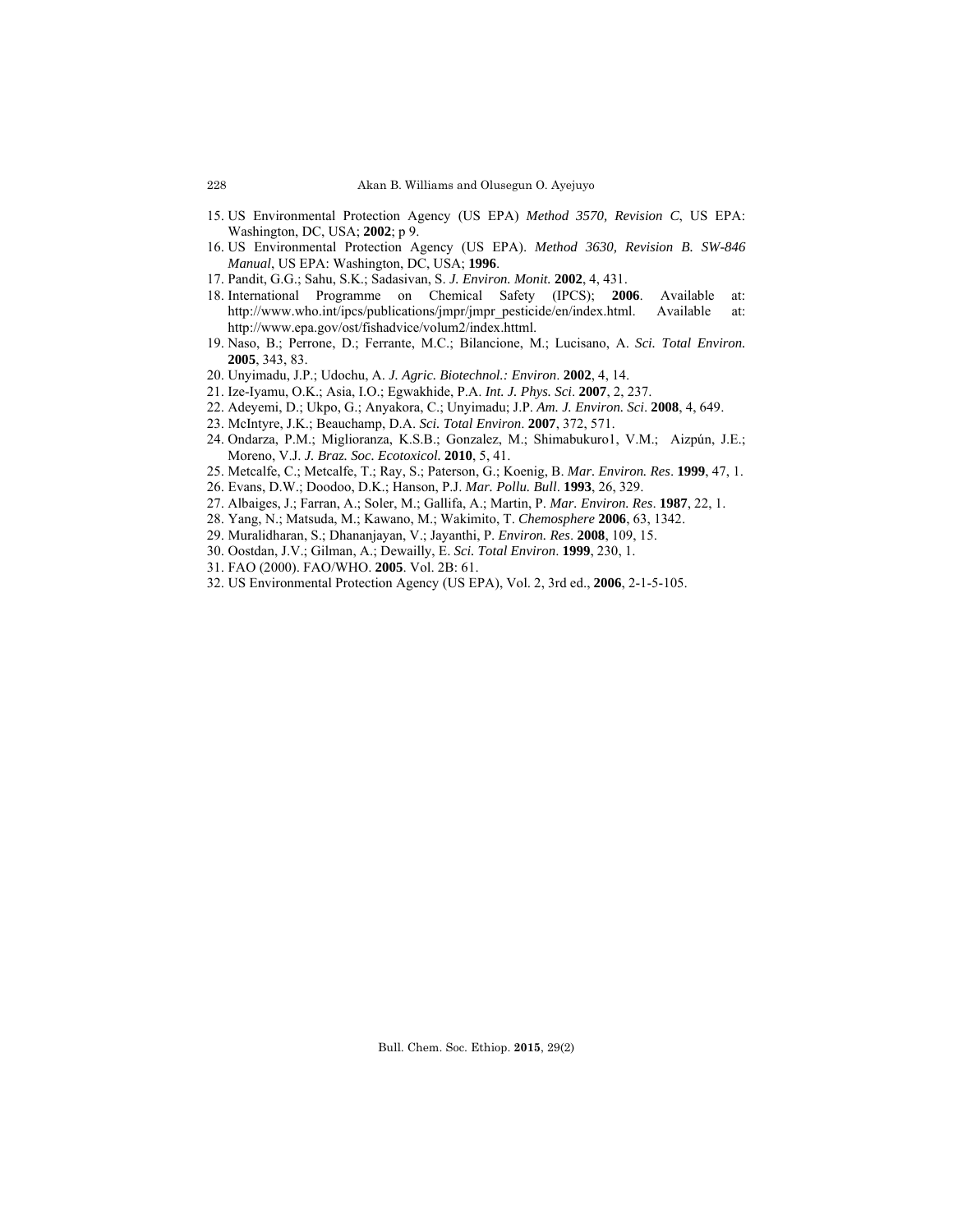15. US Environmental Protection Agency (US EPA) *Method 3570, Revision C*, US EPA: Washington, DC, USA; **2002**; p 9.
16. US Environmental Protection Agency (US EPA). *Method 3630, Revision B. SW-846 Manual*, US EPA: Washington, DC, USA; **1996**.
17. Pandit, G.G.; Sahu, S.K.; Sadasivan, S. *J. Environ. Monit.* **2002**, 4, 431.
18. International Programme on Chemical Safety (IPCS); **2006**. Available at: http://www.who.int/ipcs/publications/jmpr/jmpr_pesticide/en/index.html. Available at: http://www.epa.gov/ost/fishadvice/volum2/index.htttml.
19. Naso, B.; Perrone, D.; Ferrante, M.C.; Bilancione, M.; Lucisano, A. *Sci. Total Environ.* **2005**, 343, 83.
20. Unyimadu, J.P.; Udochu, A. *J. Agric. Biotechnol.: Environ*. **2002**, 4, 14.
21. Ize-Iyamu, O.K.; Asia, I.O.; Egwakhide, P.A. *Int. J. Phys. Sci*. **2007**, 2, 237.
22. Adeyemi, D.; Ukpo, G.; Anyakora, C.; Unyimadu; J.P. *Am. J. Environ. Sci*. **2008**, 4, 649.
23. McIntyre, J.K.; Beauchamp, D.A. *Sci. Total Environ*. **2007**, 372, 571.
24. Ondarza, P.M.; Miglioranza, K.S.B.; Gonzalez, M.; Shimabukuro1, V.M.; Aizpún, J.E.; Moreno, V.J. *J. Braz. Soc. Ecotoxicol.* **2010**, 5, 41.
25. Metcalfe, C.; Metcalfe, T.; Ray, S.; Paterson, G.; Koenig, B. *Mar. Environ. Res*. **1999**, 47, 1.
26. Evans, D.W.; Doodoo, D.K.; Hanson, P.J. *Mar. Pollu. Bull*. **1993**, 26, 329.
27. Albaiges, J.; Farran, A.; Soler, M.; Gallifa, A.; Martin, P. *Mar. Environ. Res*. **1987**, 22, 1.
28. Yang, N.; Matsuda, M.; Kawano, M.; Wakimito, T. *Chemosphere* **2006**, 63, 1342.
29. Muralidharan, S.; Dhananjayan, V.; Jayanthi, P. *Environ. Res*. **2008**, 109, 15.
30. Oostdan, J.V.; Gilman, A.; Dewailly, E. *Sci. Total Environ*. **1999**, 230, 1.
31. FAO (2000). FAO/WHO. **2005**. Vol. 2B: 61.
32. US Environmental Protection Agency (US EPA), Vol. 2, 3rd ed., **2006**, 2-1-5-105.